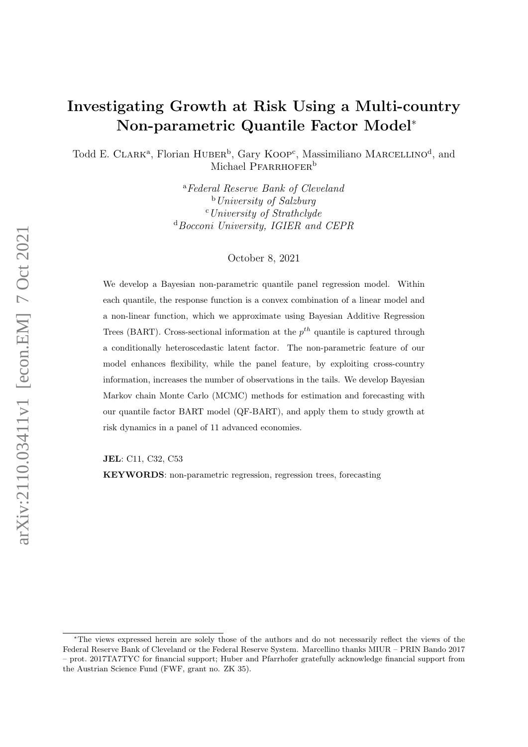# Investigating Growth at Risk Using a Multi-country Non-parametric Quantile Factor Model*

Todd E. Clark[a], Florian Huber[b], Gary Koop[c], Massimiliano Marcellino[d], and Michael Pfarrhofer[b]

[a] *Federal Reserve Bank of Cleveland*
[b] *University of Salzburg*
[c] *University of Strathclyde*
[d] *Bocconi University, IGIER and CEPR*

October 8, 2021

We develop a Bayesian non-parametric quantile panel regression model. Within each quantile, the response function is a convex combination of a linear model and a non-linear function, which we approximate using Bayesian Additive Regression Trees (BART). Cross-sectional information at the $p^{th}$ quantile is captured through a conditionally heteroscedastic latent factor. The non-parametric feature of our model enhances flexibility, while the panel feature, by exploiting cross-country information, increases the number of observations in the tails. We develop Bayesian Markov chain Monte Carlo (MCMC) methods for estimation and forecasting with our quantile factor BART model (QF-BART), and apply them to study growth at risk dynamics in a panel of 11 advanced economies.

**JEL**: C11, C32, C53

**KEYWORDS**: non-parametric regression, regression trees, forecasting

*The views expressed herein are solely those of the authors and do not necessarily reflect the views of the Federal Reserve Bank of Cleveland or the Federal Reserve System. Marcellino thanks MIUR – PRIN Bando 2017 – prot. 2017TA7TYC for financial support; Huber and Pfarrhofer gratefully acknowledge financial support from the Austrian Science Fund (FWF, grant no. ZK 35).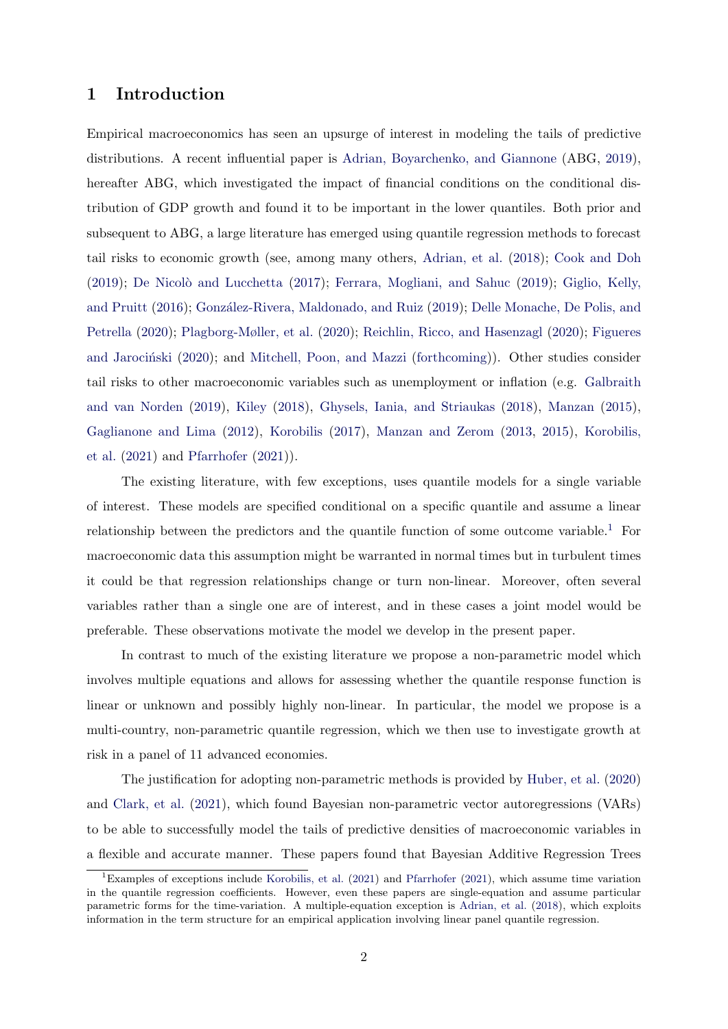# 1 Introduction

Empirical macroeconomics has seen an upsurge of interest in modeling the tails of predictive distributions. A recent influential paper is Adrian, Boyarchenko, and Giannone (ABG, 2019), hereafter ABG, which investigated the impact of financial conditions on the conditional distribution of GDP growth and found it to be important in the lower quantiles. Both prior and subsequent to ABG, a large literature has emerged using quantile regression methods to forecast tail risks to economic growth (see, among many others, Adrian, et al. (2018); Cook and Doh (2019); De Nicolò and Lucchetta (2017); Ferrara, Mogliani, and Sahuc (2019); Giglio, Kelly, and Pruitt (2016); González-Rivera, Maldonado, and Ruiz (2019); Delle Monache, De Polis, and Petrella (2020); Plagborg-Møller, et al. (2020); Reichlin, Ricco, and Hasenzagl (2020); Figueres and Jarociński (2020); and Mitchell, Poon, and Mazzi (forthcoming)). Other studies consider tail risks to other macroeconomic variables such as unemployment or inflation (e.g. Galbraith and van Norden (2019), Kiley (2018), Ghysels, Iania, and Striaukas (2018), Manzan (2015), Gaglianone and Lima (2012), Korobilis (2017), Manzan and Zerom (2013, 2015), Korobilis, et al. (2021) and Pfarrhofer (2021)).

The existing literature, with few exceptions, uses quantile models for a single variable of interest. These models are specified conditional on a specific quantile and assume a linear relationship between the predictors and the quantile function of some outcome variable.[1] For macroeconomic data this assumption might be warranted in normal times but in turbulent times it could be that regression relationships change or turn non-linear. Moreover, often several variables rather than a single one are of interest, and in these cases a joint model would be preferable. These observations motivate the model we develop in the present paper.

In contrast to much of the existing literature we propose a non-parametric model which involves multiple equations and allows for assessing whether the quantile response function is linear or unknown and possibly highly non-linear. In particular, the model we propose is a multi-country, non-parametric quantile regression, which we then use to investigate growth at risk in a panel of 11 advanced economies.

The justification for adopting non-parametric methods is provided by Huber, et al. (2020) and Clark, et al. (2021), which found Bayesian non-parametric vector autoregressions (VARs) to be able to successfully model the tails of predictive densities of macroeconomic variables in a flexible and accurate manner. These papers found that Bayesian Additive Regression Trees

[1] Examples of exceptions include Korobilis, et al. (2021) and Pfarrhofer (2021), which assume time variation in the quantile regression coefficients. However, even these papers are single-equation and assume particular parametric forms for the time-variation. A multiple-equation exception is Adrian, et al. (2018), which exploits information in the term structure for an empirical application involving linear panel quantile regression.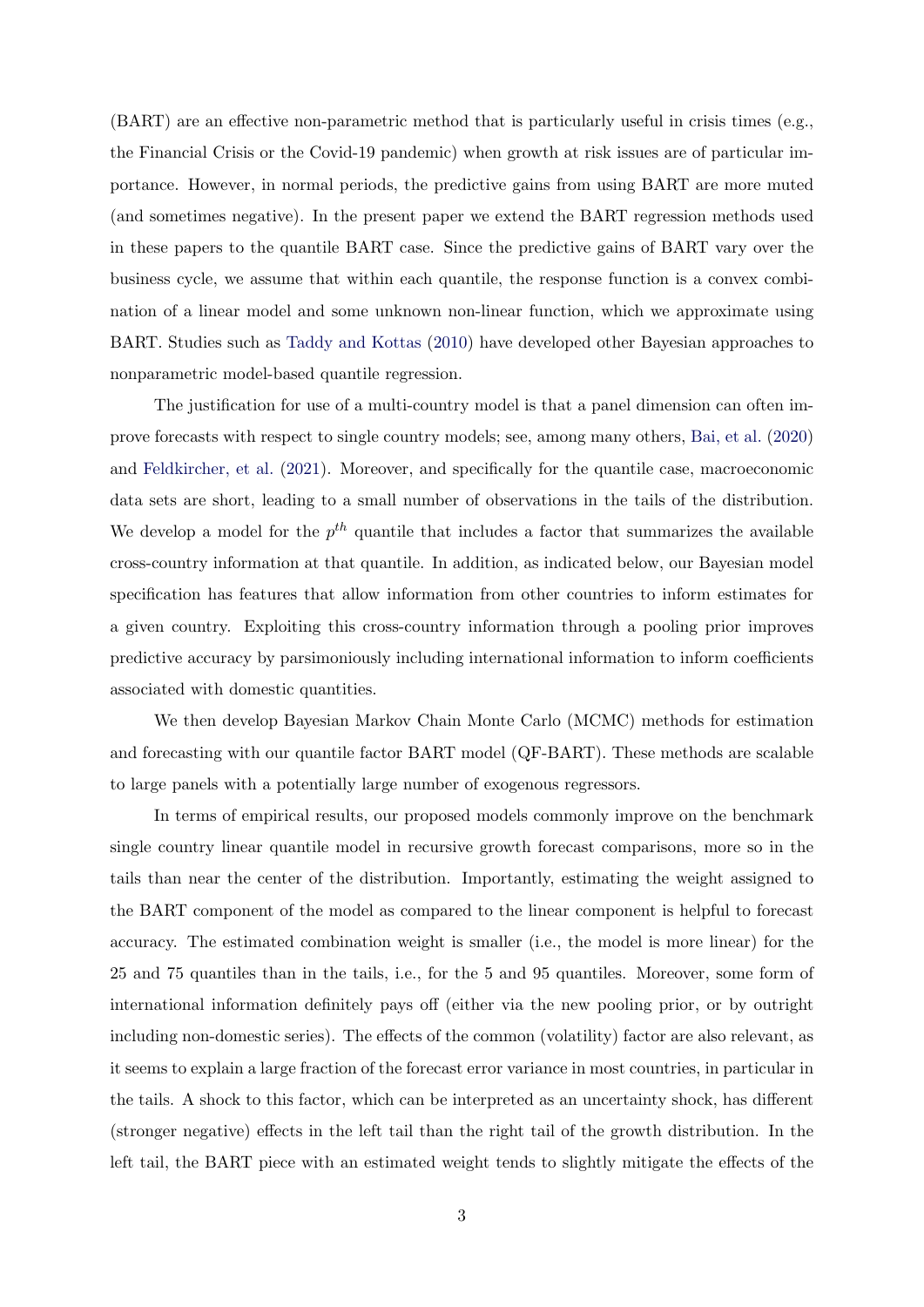(BART) are an effective non-parametric method that is particularly useful in crisis times (e.g., the Financial Crisis or the Covid-19 pandemic) when growth at risk issues are of particular importance. However, in normal periods, the predictive gains from using BART are more muted (and sometimes negative). In the present paper we extend the BART regression methods used in these papers to the quantile BART case. Since the predictive gains of BART vary over the business cycle, we assume that within each quantile, the response function is a convex combination of a linear model and some unknown non-linear function, which we approximate using BART. Studies such as Taddy and Kottas (2010) have developed other Bayesian approaches to nonparametric model-based quantile regression.

The justification for use of a multi-country model is that a panel dimension can often improve forecasts with respect to single country models; see, among many others, Bai, et al. (2020) and Feldkircher, et al. (2021). Moreover, and specifically for the quantile case, macroeconomic data sets are short, leading to a small number of observations in the tails of the distribution. We develop a model for the $p^{th}$ quantile that includes a factor that summarizes the available cross-country information at that quantile. In addition, as indicated below, our Bayesian model specification has features that allow information from other countries to inform estimates for a given country. Exploiting this cross-country information through a pooling prior improves predictive accuracy by parsimoniously including international information to inform coefficients associated with domestic quantities.

We then develop Bayesian Markov Chain Monte Carlo (MCMC) methods for estimation and forecasting with our quantile factor BART model (QF-BART). These methods are scalable to large panels with a potentially large number of exogenous regressors.

In terms of empirical results, our proposed models commonly improve on the benchmark single country linear quantile model in recursive growth forecast comparisons, more so in the tails than near the center of the distribution. Importantly, estimating the weight assigned to the BART component of the model as compared to the linear component is helpful to forecast accuracy. The estimated combination weight is smaller (i.e., the model is more linear) for the 25 and 75 quantiles than in the tails, i.e., for the 5 and 95 quantiles. Moreover, some form of international information definitely pays off (either via the new pooling prior, or by outright including non-domestic series). The effects of the common (volatility) factor are also relevant, as it seems to explain a large fraction of the forecast error variance in most countries, in particular in the tails. A shock to this factor, which can be interpreted as an uncertainty shock, has different (stronger negative) effects in the left tail than the right tail of the growth distribution. In the left tail, the BART piece with an estimated weight tends to slightly mitigate the effects of the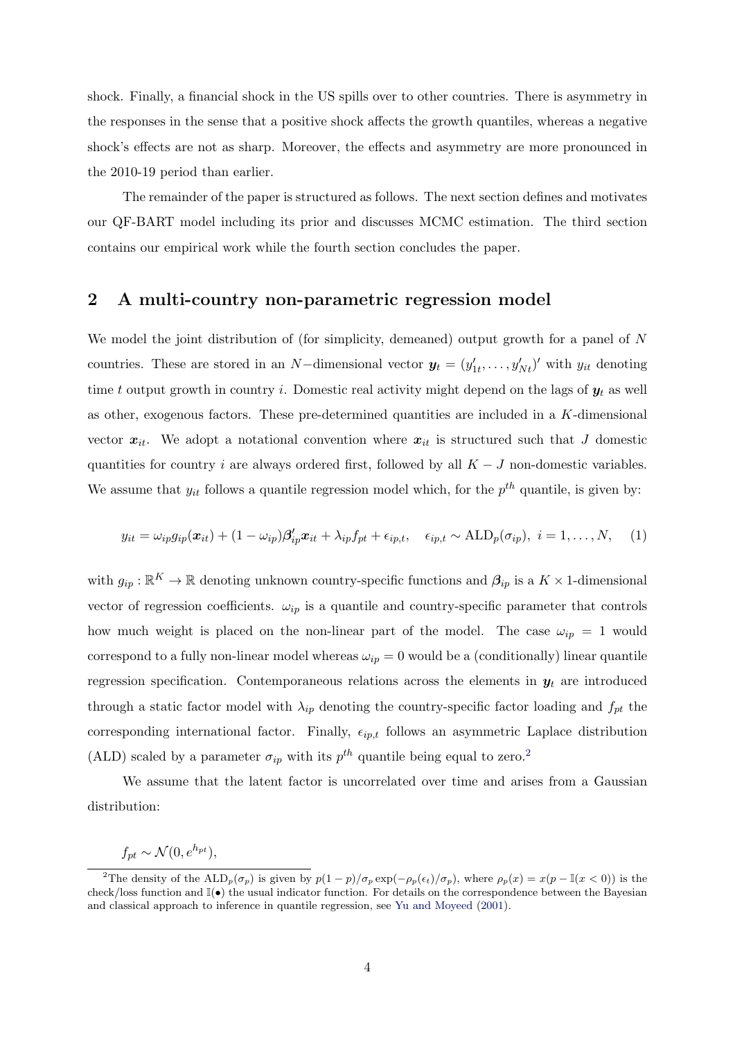shock. Finally, a financial shock in the US spills over to other countries. There is asymmetry in the responses in the sense that a positive shock affects the growth quantiles, whereas a negative shock's effects are not as sharp. Moreover, the effects and asymmetry are more pronounced in the 2010-19 period than earlier.

The remainder of the paper is structured as follows. The next section defines and motivates our QF-BART model including its prior and discusses MCMC estimation. The third section contains our empirical work while the fourth section concludes the paper.

## 2 A multi-country non-parametric regression model

We model the joint distribution of (for simplicity, demeaned) output growth for a panel of $N$ countries. These are stored in an $N-$dimensional vector $\boldsymbol{y}_t = (y'_{1t}, \ldots, y'_{Nt})'$ with $y_{it}$ denoting time $t$ output growth in country $i$. Domestic real activity might depend on the lags of $\boldsymbol{y}_t$ as well as other, exogenous factors. These pre-determined quantities are included in a $K$-dimensional vector $\boldsymbol{x}_{it}$. We adopt a notational convention where $\boldsymbol{x}_{it}$ is structured such that $J$ domestic quantities for country $i$ are always ordered first, followed by all $K-J$ non-domestic variables. We assume that $y_{it}$ follows a quantile regression model which, for the $p^{th}$ quantile, is given by:

$$y_{it} = \omega_{ip} g_{ip}(\boldsymbol{x}_{it}) + (1-\omega_{ip})\boldsymbol{\beta}'_{ip}\boldsymbol{x}_{it} + \lambda_{ip} f_{pt} + \epsilon_{ip,t}, \quad \epsilon_{ip,t} \sim \text{ALD}_p(\sigma_{ip}),\ i = 1, \ldots, N, \quad (1)$$

with $g_{ip} : \mathbb{R}^K \to \mathbb{R}$ denoting unknown country-specific functions and $\boldsymbol{\beta}_{ip}$ is a $K \times 1$-dimensional vector of regression coefficients. $\omega_{ip}$ is a quantile and country-specific parameter that controls how much weight is placed on the non-linear part of the model. The case $\omega_{ip} = 1$ would correspond to a fully non-linear model whereas $\omega_{ip} = 0$ would be a (conditionally) linear quantile regression specification. Contemporaneous relations across the elements in $\boldsymbol{y}_t$ are introduced through a static factor model with $\lambda_{ip}$ denoting the country-specific factor loading and $f_{pt}$ the corresponding international factor. Finally, $\epsilon_{ip,t}$ follows an asymmetric Laplace distribution (ALD) scaled by a parameter $\sigma_{ip}$ with its $p^{th}$ quantile being equal to zero.[2]

We assume that the latent factor is uncorrelated over time and arises from a Gaussian distribution:

$$f_{pt} \sim \mathcal{N}(0, e^{h_{pt}}),$$

[2]The density of the $\text{ALD}_p(\sigma_p)$ is given by $p(1-p)/\sigma_p \exp(-\rho_p(\epsilon_t)/\sigma_p)$, where $\rho_p(x) = x(p - \mathbb{I}(x < 0))$ is the check/loss function and $\mathbb{I}(\bullet)$ the usual indicator function. For details on the correspondence between the Bayesian and classical approach to inference in quantile regression, see Yu and Moyeed (2001).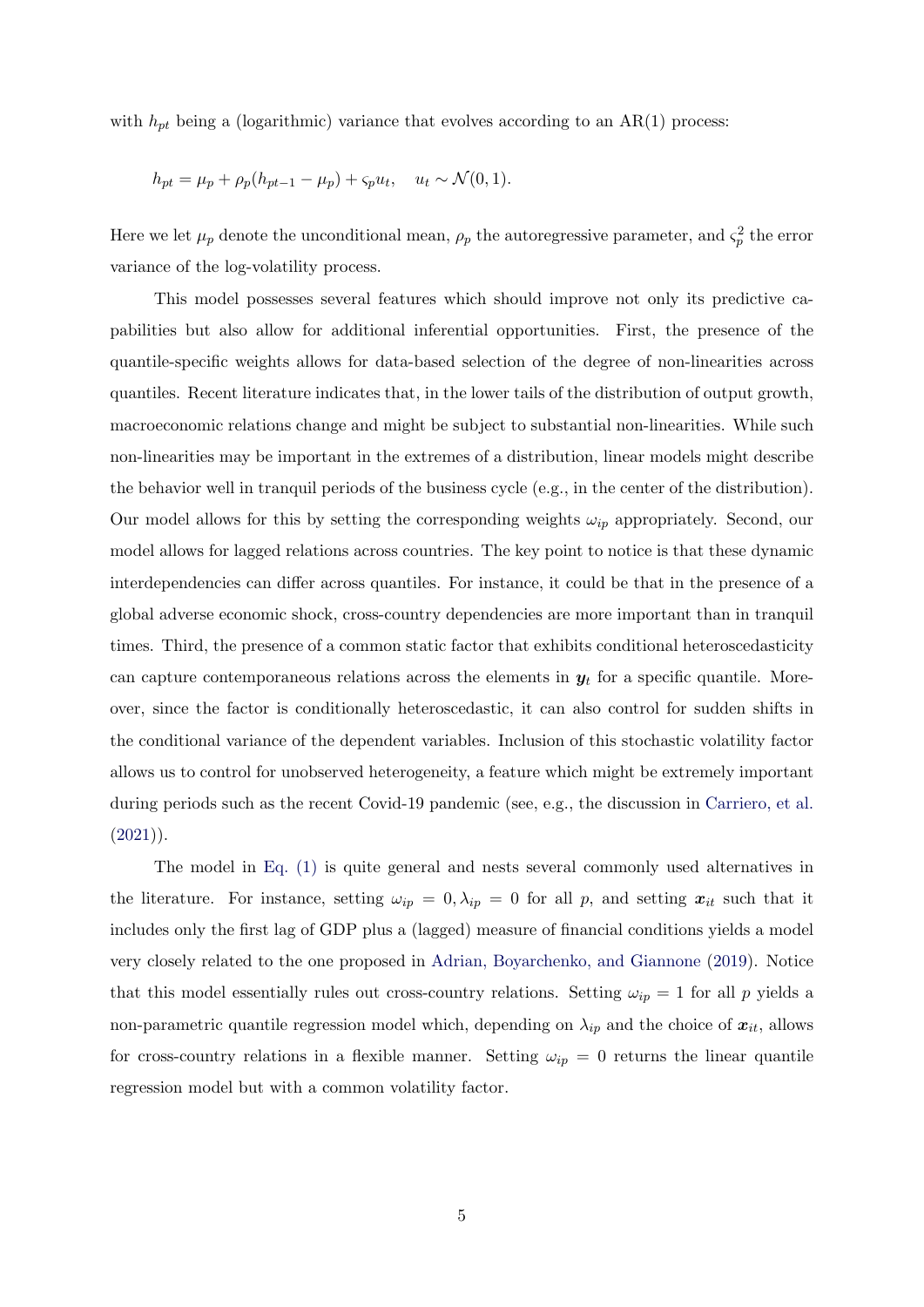with $h_{pt}$ being a (logarithmic) variance that evolves according to an AR(1) process:

$$h_{pt} = \mu_p + \rho_p(h_{pt-1} - \mu_p) + \varsigma_p u_t, \quad u_t \sim \mathcal{N}(0, 1).$$

Here we let $\mu_p$ denote the unconditional mean, $\rho_p$ the autoregressive parameter, and $\varsigma_p^2$ the error variance of the log-volatility process.

This model possesses several features which should improve not only its predictive capabilities but also allow for additional inferential opportunities. First, the presence of the quantile-specific weights allows for data-based selection of the degree of non-linearities across quantiles. Recent literature indicates that, in the lower tails of the distribution of output growth, macroeconomic relations change and might be subject to substantial non-linearities. While such non-linearities may be important in the extremes of a distribution, linear models might describe the behavior well in tranquil periods of the business cycle (e.g., in the center of the distribution). Our model allows for this by setting the corresponding weights $\omega_{ip}$ appropriately. Second, our model allows for lagged relations across countries. The key point to notice is that these dynamic interdependencies can differ across quantiles. For instance, it could be that in the presence of a global adverse economic shock, cross-country dependencies are more important than in tranquil times. Third, the presence of a common static factor that exhibits conditional heteroscedasticity can capture contemporaneous relations across the elements in $\boldsymbol{y}_t$ for a specific quantile. Moreover, since the factor is conditionally heteroscedastic, it can also control for sudden shifts in the conditional variance of the dependent variables. Inclusion of this stochastic volatility factor allows us to control for unobserved heterogeneity, a feature which might be extremely important during periods such as the recent Covid-19 pandemic (see, e.g., the discussion in Carriero, et al. (2021)).

The model in Eq. (1) is quite general and nests several commonly used alternatives in the literature. For instance, setting $\omega_{ip} = 0, \lambda_{ip} = 0$ for all $p$, and setting $\boldsymbol{x}_{it}$ such that it includes only the first lag of GDP plus a (lagged) measure of financial conditions yields a model very closely related to the one proposed in Adrian, Boyarchenko, and Giannone (2019). Notice that this model essentially rules out cross-country relations. Setting $\omega_{ip} = 1$ for all $p$ yields a non-parametric quantile regression model which, depending on $\lambda_{ip}$ and the choice of $\boldsymbol{x}_{it}$, allows for cross-country relations in a flexible manner. Setting $\omega_{ip} = 0$ returns the linear quantile regression model but with a common volatility factor.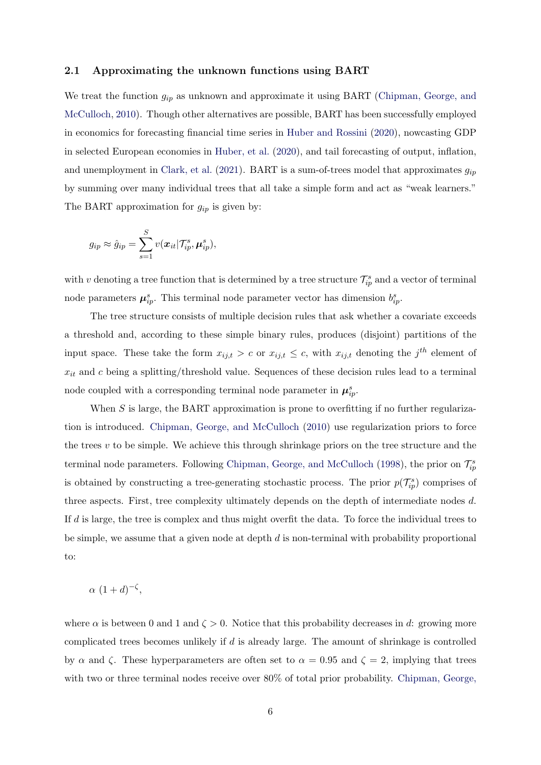### 2.1 Approximating the unknown functions using BART

We treat the function $g_{ip}$ as unknown and approximate it using BART (Chipman, George, and McCulloch, 2010). Though other alternatives are possible, BART has been successfully employed in economics for forecasting financial time series in Huber and Rossini (2020), nowcasting GDP in selected European economies in Huber, et al. (2020), and tail forecasting of output, inflation, and unemployment in Clark, et al. (2021). BART is a sum-of-trees model that approximates $g_{ip}$ by summing over many individual trees that all take a simple form and act as "weak learners." The BART approximation for $g_{ip}$ is given by:

$$g_{ip} \approx \hat{g}_{ip} = \sum_{s=1}^{S} v(\boldsymbol{x}_{it}|\mathcal{T}_{ip}^{s}, \boldsymbol{\mu}_{ip}^{s}),$$

with $v$ denoting a tree function that is determined by a tree structure $\mathcal{T}_{ip}^{s}$ and a vector of terminal node parameters $\boldsymbol{\mu}_{ip}^{s}$. This terminal node parameter vector has dimension $b_{ip}^{s}$.

The tree structure consists of multiple decision rules that ask whether a covariate exceeds a threshold and, according to these simple binary rules, produces (disjoint) partitions of the input space. These take the form $x_{ij,t} > c$ or $x_{ij,t} \leq c$, with $x_{ij,t}$ denoting the $j^{th}$ element of $x_{it}$ and $c$ being a splitting/threshold value. Sequences of these decision rules lead to a terminal node coupled with a corresponding terminal node parameter in $\boldsymbol{\mu}_{ip}^{s}$.

When $S$ is large, the BART approximation is prone to overfitting if no further regularization is introduced. Chipman, George, and McCulloch (2010) use regularization priors to force the trees $v$ to be simple. We achieve this through shrinkage priors on the tree structure and the terminal node parameters. Following Chipman, George, and McCulloch (1998), the prior on $\mathcal{T}_{ip}^{s}$ is obtained by constructing a tree-generating stochastic process. The prior $p(\mathcal{T}_{ip}^{s})$ comprises of three aspects. First, tree complexity ultimately depends on the depth of intermediate nodes $d$. If $d$ is large, the tree is complex and thus might overfit the data. To force the individual trees to be simple, we assume that a given node at depth $d$ is non-terminal with probability proportional to:

$$\alpha \ (1+d)^{-\zeta},$$

where $\alpha$ is between 0 and 1 and $\zeta > 0$. Notice that this probability decreases in $d$: growing more complicated trees becomes unlikely if $d$ is already large. The amount of shrinkage is controlled by $\alpha$ and $\zeta$. These hyperparameters are often set to $\alpha = 0.95$ and $\zeta = 2$, implying that trees with two or three terminal nodes receive over 80% of total prior probability. Chipman, George,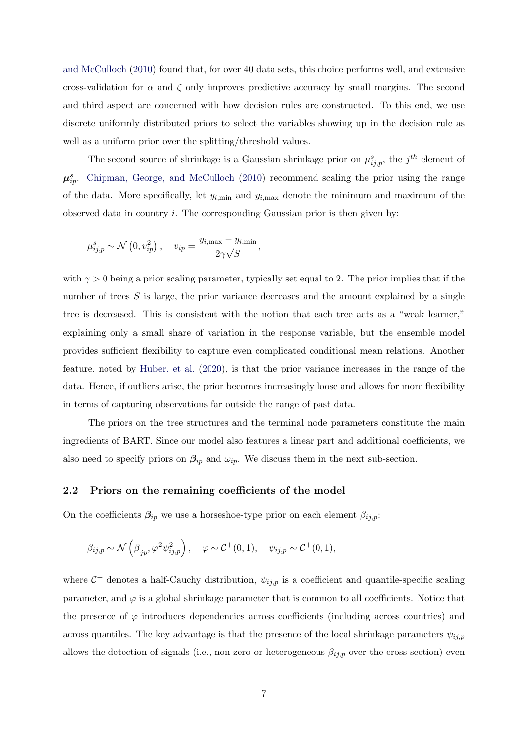and McCulloch (2010) found that, for over 40 data sets, this choice performs well, and extensive cross-validation for $\alpha$ and $\zeta$ only improves predictive accuracy by small margins. The second and third aspect are concerned with how decision rules are constructed. To this end, we use discrete uniformly distributed priors to select the variables showing up in the decision rule as well as a uniform prior over the splitting/threshold values.

The second source of shrinkage is a Gaussian shrinkage prior on $\mu^s_{ij,p}$, the $j^{th}$ element of $\boldsymbol{\mu}^s_{ip}$. Chipman, George, and McCulloch (2010) recommend scaling the prior using the range of the data. More specifically, let $y_{i,\min}$ and $y_{i,\max}$ denote the minimum and maximum of the observed data in country $i$. The corresponding Gaussian prior is then given by:

$$\mu^s_{ij,p} \sim \mathcal{N}\left(0, v_{ip}^2\right), \quad v_{ip} = \frac{y_{i,\max} - y_{i,\min}}{2\gamma\sqrt{S}},$$

with $\gamma > 0$ being a prior scaling parameter, typically set equal to 2. The prior implies that if the number of trees $S$ is large, the prior variance decreases and the amount explained by a single tree is decreased. This is consistent with the notion that each tree acts as a "weak learner," explaining only a small share of variation in the response variable, but the ensemble model provides sufficient flexibility to capture even complicated conditional mean relations. Another feature, noted by Huber, et al. (2020), is that the prior variance increases in the range of the data. Hence, if outliers arise, the prior becomes increasingly loose and allows for more flexibility in terms of capturing observations far outside the range of past data.

The priors on the tree structures and the terminal node parameters constitute the main ingredients of BART. Since our model also features a linear part and additional coefficients, we also need to specify priors on $\boldsymbol{\beta}_{ip}$ and $\omega_{ip}$. We discuss them in the next sub-section.

## 2.2 Priors on the remaining coefficients of the model

On the coefficients $\boldsymbol{\beta}_{ip}$ we use a horseshoe-type prior on each element $\beta_{ij,p}$:

$$\beta_{ij,p} \sim \mathcal{N}\left(\underline{\beta}_{jp}, \varphi^2\psi^2_{ij,p}\right), \quad \varphi \sim \mathcal{C}^+(0,1), \quad \psi_{ij,p} \sim \mathcal{C}^+(0,1),$$

where $\mathcal{C}^+$ denotes a half-Cauchy distribution, $\psi_{ij,p}$ is a coefficient and quantile-specific scaling parameter, and $\varphi$ is a global shrinkage parameter that is common to all coefficients. Notice that the presence of $\varphi$ introduces dependencies across coefficients (including across countries) and across quantiles. The key advantage is that the presence of the local shrinkage parameters $\psi_{ij,p}$ allows the detection of signals (i.e., non-zero or heterogeneous $\beta_{ij,p}$ over the cross section) even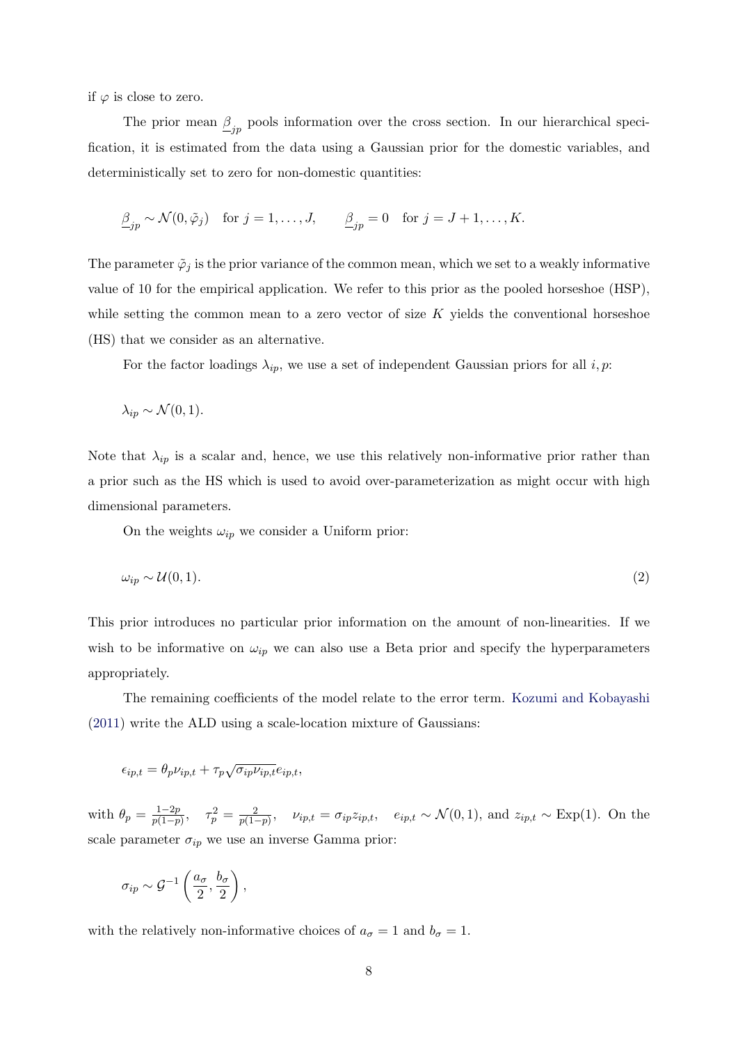if $\varphi$ is close to zero.

The prior mean $\underline{\beta}_{jp}$ pools information over the cross section. In our hierarchical specification, it is estimated from the data using a Gaussian prior for the domestic variables, and deterministically set to zero for non-domestic quantities:

$$\underline{\beta}_{jp} \sim \mathcal{N}(0, \tilde{\varphi}_j) \quad \text{for } j = 1, \ldots, J, \qquad \underline{\beta}_{jp} = 0 \quad \text{for } j = J+1, \ldots, K.$$

The parameter $\tilde{\varphi}_j$ is the prior variance of the common mean, which we set to a weakly informative value of 10 for the empirical application. We refer to this prior as the pooled horseshoe (HSP), while setting the common mean to a zero vector of size $K$ yields the conventional horseshoe (HS) that we consider as an alternative.

For the factor loadings $\lambda_{ip}$, we use a set of independent Gaussian priors for all $i, p$:

$$\lambda_{ip} \sim \mathcal{N}(0, 1).$$

Note that $\lambda_{ip}$ is a scalar and, hence, we use this relatively non-informative prior rather than a prior such as the HS which is used to avoid over-parameterization as might occur with high dimensional parameters.

On the weights $\omega_{ip}$ we consider a Uniform prior:

$$\omega_{ip} \sim \mathcal{U}(0, 1). \tag{2}$$

This prior introduces no particular prior information on the amount of non-linearities. If we wish to be informative on $\omega_{ip}$ we can also use a Beta prior and specify the hyperparameters appropriately.

The remaining coefficients of the model relate to the error term. Kozumi and Kobayashi (2011) write the ALD using a scale-location mixture of Gaussians:

$$\epsilon_{ip,t} = \theta_p \nu_{ip,t} + \tau_p \sqrt{\sigma_{ip} \nu_{ip,t}} e_{ip,t},$$

with $\theta_p = \frac{1-2p}{p(1-p)}$, $\quad \tau_p^2 = \frac{2}{p(1-p)}$, $\quad \nu_{ip,t} = \sigma_{ip} z_{ip,t}$, $\quad e_{ip,t} \sim \mathcal{N}(0, 1)$, and $z_{ip,t} \sim \text{Exp}(1)$. On the scale parameter $\sigma_{ip}$ we use an inverse Gamma prior:

$$\sigma_{ip} \sim \mathcal{G}^{-1}\left(\frac{a_\sigma}{2}, \frac{b_\sigma}{2}\right),$$

with the relatively non-informative choices of $a_\sigma = 1$ and $b_\sigma = 1$.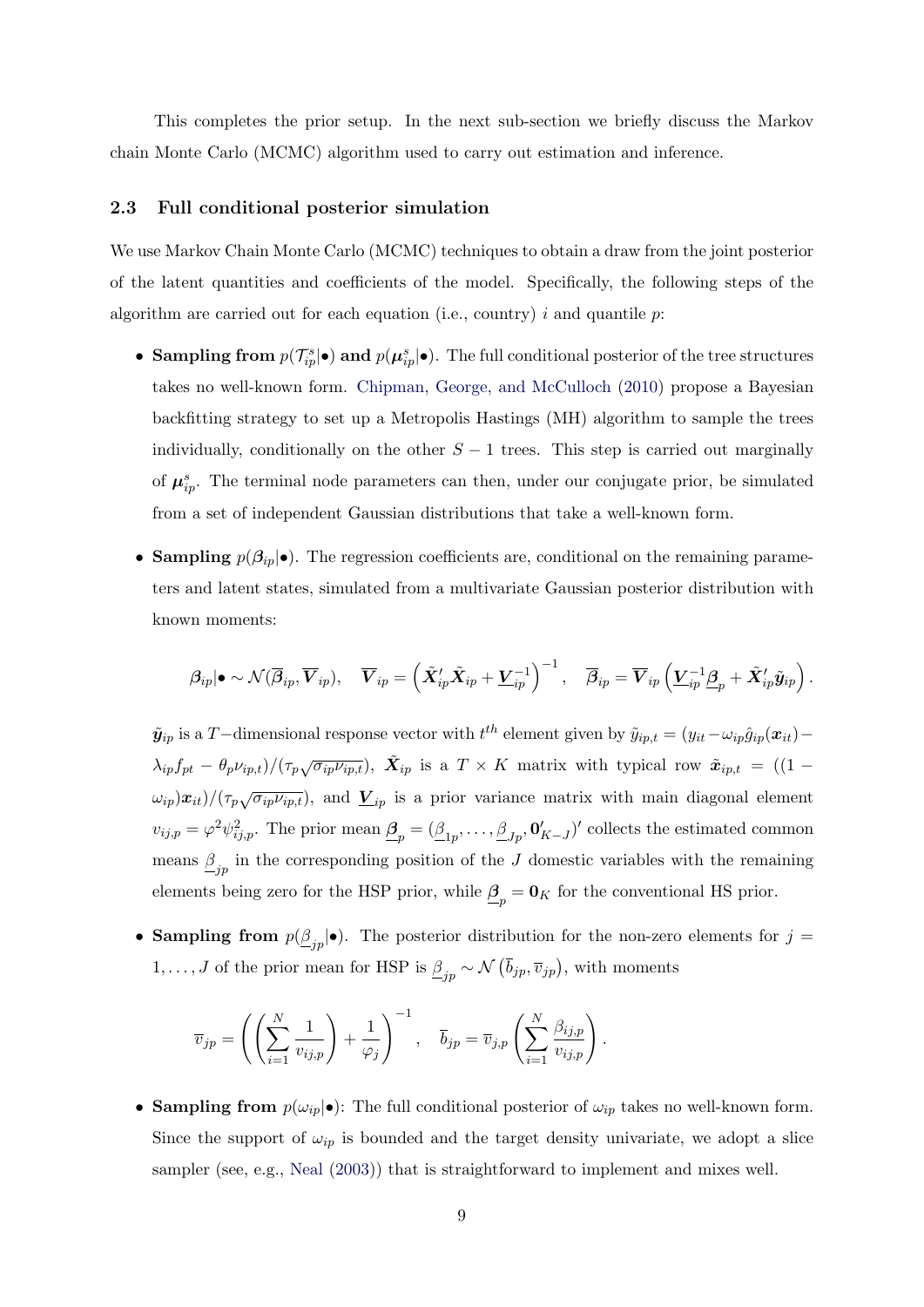This completes the prior setup. In the next sub-section we briefly discuss the Markov chain Monte Carlo (MCMC) algorithm used to carry out estimation and inference.

### 2.3 Full conditional posterior simulation

We use Markov Chain Monte Carlo (MCMC) techniques to obtain a draw from the joint posterior of the latent quantities and coefficients of the model. Specifically, the following steps of the algorithm are carried out for each equation (i.e., country) $i$ and quantile $p$:

- **Sampling from** $p(\mathcal{T}_{ip}^s|\bullet)$ **and** $p(\boldsymbol{\mu}_{ip}^s|\bullet)$. The full conditional posterior of the tree structures takes no well-known form. Chipman, George, and McCulloch (2010) propose a Bayesian backfitting strategy to set up a Metropolis Hastings (MH) algorithm to sample the trees individually, conditionally on the other $S-1$ trees. This step is carried out marginally of $\boldsymbol{\mu}_{ip}^s$. The terminal node parameters can then, under our conjugate prior, be simulated from a set of independent Gaussian distributions that take a well-known form.

- **Sampling** $p(\boldsymbol{\beta}_{ip}|\bullet)$. The regression coefficients are, conditional on the remaining parameters and latent states, simulated from a multivariate Gaussian posterior distribution with known moments:

$$\boldsymbol{\beta}_{ip}|\bullet \sim \mathcal{N}(\overline{\boldsymbol{\beta}}_{ip}, \overline{\boldsymbol{V}}_{ip}), \quad \overline{\boldsymbol{V}}_{ip} = \left(\tilde{\boldsymbol{X}}_{ip}'\tilde{\boldsymbol{X}}_{ip} + \underline{\boldsymbol{V}}_{ip}^{-1}\right)^{-1}, \quad \overline{\boldsymbol{\beta}}_{ip} = \overline{\boldsymbol{V}}_{ip}\left(\underline{\boldsymbol{V}}_{ip}^{-1}\underline{\boldsymbol{\beta}}_p + \tilde{\boldsymbol{X}}_{ip}'\tilde{\boldsymbol{y}}_{ip}\right).$$

  $\tilde{\boldsymbol{y}}_{ip}$ is a $T-$dimensional response vector with $t^{th}$ element given by $\tilde{y}_{ip,t} = (y_{it} - \omega_{ip}\hat{g}_{ip}(\boldsymbol{x}_{it}) - \lambda_{ip}f_{pt} - \theta_p\nu_{ip,t})/(\tau_p\sqrt{\sigma_{ip}\nu_{ip,t}})$, $\tilde{\boldsymbol{X}}_{ip}$ is a $T \times K$ matrix with typical row $\tilde{\boldsymbol{x}}_{ip,t} = ((1-\omega_{ip})\boldsymbol{x}_{it})/(\tau_p\sqrt{\sigma_{ip}\nu_{ip,t}})$, and $\underline{\boldsymbol{V}}_{ip}$ is a prior variance matrix with main diagonal element $v_{ij,p} = \varphi^2\psi_{ij,p}^2$. The prior mean $\underline{\boldsymbol{\beta}}_p = (\underline{\beta}_{1p}, \dots, \underline{\beta}_{Jp}, \mathbf{0}_{K-J}')'$ collects the estimated common means $\underline{\beta}_{jp}$ in the corresponding position of the $J$ domestic variables with the remaining elements being zero for the HSP prior, while $\underline{\boldsymbol{\beta}}_p = \mathbf{0}_K$ for the conventional HS prior.

- **Sampling from** $p(\underline{\beta}_{jp}|\bullet)$. The posterior distribution for the non-zero elements for $j = 1, \dots, J$ of the prior mean for HSP is $\underline{\beta}_{jp} \sim \mathcal{N}\left(\overline{b}_{jp}, \overline{v}_{jp}\right)$, with moments

$$\overline{v}_{jp} = \left(\left(\sum_{i=1}^{N}\frac{1}{v_{ij,p}}\right) + \frac{1}{\varphi_j}\right)^{-1}, \quad \overline{b}_{jp} = \overline{v}_{j,p}\left(\sum_{i=1}^{N}\frac{\beta_{ij,p}}{v_{ij,p}}\right).$$

- **Sampling from** $p(\omega_{ip}|\bullet)$: The full conditional posterior of $\omega_{ip}$ takes no well-known form. Since the support of $\omega_{ip}$ is bounded and the target density univariate, we adopt a slice sampler (see, e.g., Neal (2003)) that is straightforward to implement and mixes well.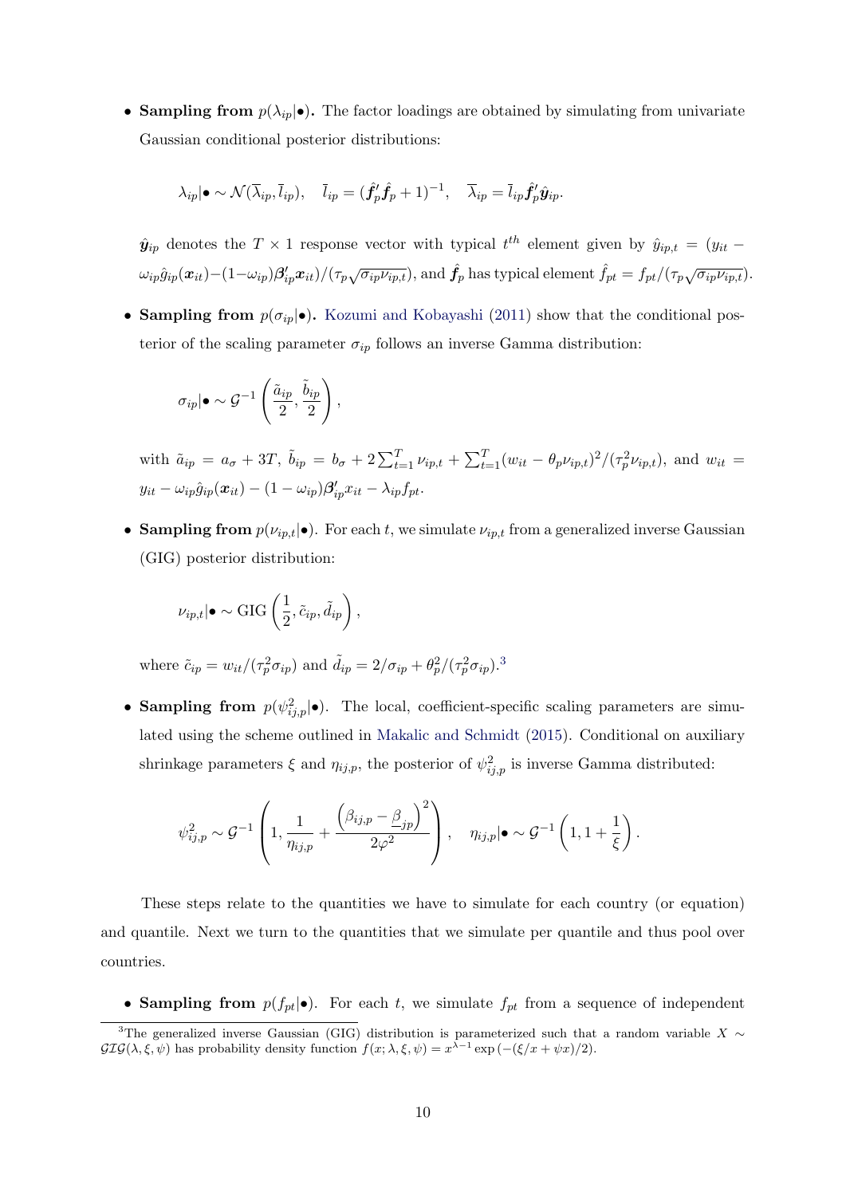- **Sampling from $p(\lambda_{ip}|\bullet)$.** The factor loadings are obtained by simulating from univariate Gaussian conditional posterior distributions:

$$\lambda_{ip}|\bullet \sim \mathcal{N}(\overline{\lambda}_{ip}, \overline{l}_{ip}), \quad \overline{l}_{ip} = (\hat{\boldsymbol{f}}_p' \hat{\boldsymbol{f}}_p + 1)^{-1}, \quad \overline{\lambda}_{ip} = \overline{l}_{ip} \hat{\boldsymbol{f}}_p' \hat{\boldsymbol{y}}_{ip}.$$

$\hat{\boldsymbol{y}}_{ip}$ denotes the $T \times 1$ response vector with typical $t^{th}$ element given by $\hat{y}_{ip,t} = (y_{it} - \omega_{ip}\hat{g}_{ip}(\boldsymbol{x}_{it}) - (1-\omega_{ip})\boldsymbol{\beta}_{ip}'\boldsymbol{x}_{it})/(\tau_p\sqrt{\sigma_{ip}\nu_{ip,t}})$, and $\hat{\boldsymbol{f}}_p$ has typical element $\hat{f}_{pt} = f_{pt}/(\tau_p\sqrt{\sigma_{ip}\nu_{ip,t}})$.

- **Sampling from $p(\sigma_{ip}|\bullet)$.** Kozumi and Kobayashi (2011) show that the conditional posterior of the scaling parameter $\sigma_{ip}$ follows an inverse Gamma distribution:

$$\sigma_{ip}|\bullet \sim \mathcal{G}^{-1}\left(\frac{\tilde{a}_{ip}}{2}, \frac{\tilde{b}_{ip}}{2}\right),$$

with $\tilde{a}_{ip} = a_\sigma + 3T$, $\tilde{b}_{ip} = b_\sigma + 2\sum_{t=1}^T \nu_{ip,t} + \sum_{t=1}^T (w_{it} - \theta_p \nu_{ip,t})^2/(\tau_p^2 \nu_{ip,t})$, and $w_{it} = y_{it} - \omega_{ip}\hat{g}_{ip}(\boldsymbol{x}_{it}) - (1-\omega_{ip})\boldsymbol{\beta}_{ip}' x_{it} - \lambda_{ip} f_{pt}$.

- **Sampling from $p(\nu_{ip,t}|\bullet)$.** For each $t$, we simulate $\nu_{ip,t}$ from a generalized inverse Gaussian (GIG) posterior distribution:

$$\nu_{ip,t}|\bullet \sim \text{GIG}\left(\frac{1}{2}, \tilde{c}_{ip}, \tilde{d}_{ip}\right),$$

where $\tilde{c}_{ip} = w_{it}/(\tau_p^2 \sigma_{ip})$ and $\tilde{d}_{ip} = 2/\sigma_{ip} + \theta_p^2/(\tau_p^2\sigma_{ip})$.[3]

- **Sampling from $p(\psi_{ij,p}^2|\bullet)$.** The local, coefficient-specific scaling parameters are simulated using the scheme outlined in Makalic and Schmidt (2015). Conditional on auxiliary shrinkage parameters $\xi$ and $\eta_{ij,p}$, the posterior of $\psi_{ij,p}^2$ is inverse Gamma distributed:

$$\psi_{ij,p}^2 \sim \mathcal{G}^{-1}\left(1, \frac{1}{\eta_{ij,p}} + \frac{\left(\beta_{ij,p} - \underline{\beta}_{jp}\right)^2}{2\varphi^2}\right), \quad \eta_{ij,p}|\bullet \sim \mathcal{G}^{-1}\left(1, 1 + \frac{1}{\xi}\right).$$

These steps relate to the quantities we have to simulate for each country (or equation) and quantile. Next we turn to the quantities that we simulate per quantile and thus pool over countries.

- **Sampling from $p(f_{pt}|\bullet)$.** For each $t$, we simulate $f_{pt}$ from a sequence of independent

[3] The generalized inverse Gaussian (GIG) distribution is parameterized such that a random variable $X \sim \mathcal{GIG}(\lambda, \xi, \psi)$ has probability density function $f(x; \lambda, \xi, \psi) = x^{\lambda-1}\exp\left(-(\xi/x + \psi x)/2\right)$.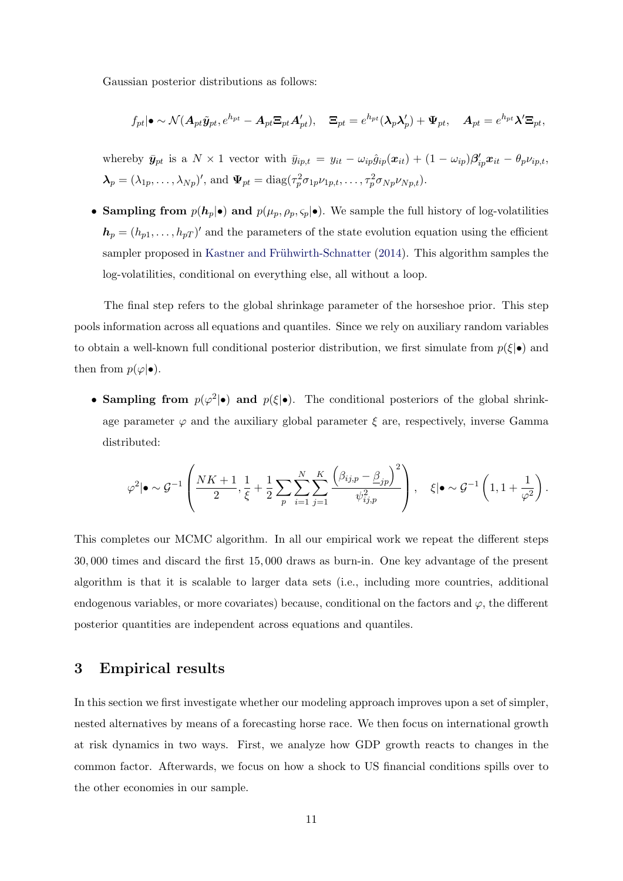Gaussian posterior distributions as follows:

$$f_{pt}|\bullet \sim \mathcal{N}(\boldsymbol{A}_{pt}\tilde{\boldsymbol{y}}_{pt}, e^{h_{pt}} - \boldsymbol{A}_{pt}\boldsymbol{\Xi}_{pt}\boldsymbol{A}_{pt}'), \quad \boldsymbol{\Xi}_{pt} = e^{h_{pt}}(\boldsymbol{\lambda}_p\boldsymbol{\lambda}_p') + \boldsymbol{\Psi}_{pt}, \quad \boldsymbol{A}_{pt} = e^{h_{pt}}\boldsymbol{\lambda}'\boldsymbol{\Xi}_{pt},$$

whereby $\bar{\boldsymbol{y}}_{pt}$ is a $N \times 1$ vector with $\bar{y}_{ip,t} = y_{it} - \omega_{ip}\hat{g}_{ip}(\boldsymbol{x}_{it}) + (1-\omega_{ip})\boldsymbol{\beta}_{ip}'\boldsymbol{x}_{it} - \theta_p \nu_{ip,t}$, $\boldsymbol{\lambda}_p = (\lambda_{1p}, \ldots, \lambda_{Np})'$, and $\boldsymbol{\Psi}_{pt} = \text{diag}(\tau_p^2\sigma_{1p}\nu_{1p,t}, \ldots, \tau_p^2\sigma_{Np}\nu_{Np,t})$.

- **Sampling from** $p(\boldsymbol{h}_p|\bullet)$ **and** $p(\mu_p, \rho_p, \varsigma_p|\bullet)$. We sample the full history of log-volatilities $\boldsymbol{h}_p = (h_{p1}, \ldots, h_{pT})'$ and the parameters of the state evolution equation using the efficient sampler proposed in Kastner and Frühwirth-Schnatter (2014). This algorithm samples the log-volatilities, conditional on everything else, all without a loop.

The final step refers to the global shrinkage parameter of the horseshoe prior. This step pools information across all equations and quantiles. Since we rely on auxiliary random variables to obtain a well-known full conditional posterior distribution, we first simulate from $p(\xi|\bullet)$ and then from $p(\varphi|\bullet)$.

- **Sampling from** $p(\varphi^2|\bullet)$ **and** $p(\xi|\bullet)$. The conditional posteriors of the global shrinkage parameter $\varphi$ and the auxiliary global parameter $\xi$ are, respectively, inverse Gamma distributed:

$$\varphi^2|\bullet \sim \mathcal{G}^{-1}\left(\frac{NK+1}{2}, \frac{1}{\xi} + \frac{1}{2}\sum_p \sum_{i=1}^{N}\sum_{j=1}^{K} \frac{\left(\beta_{ij,p} - \underline{\beta}_{jp}\right)^2}{\psi_{ij,p}^2}\right), \quad \xi|\bullet \sim \mathcal{G}^{-1}\left(1, 1 + \frac{1}{\varphi^2}\right).$$

This completes our MCMC algorithm. In all our empirical work we repeat the different steps 30,000 times and discard the first 15,000 draws as burn-in. One key advantage of the present algorithm is that it is scalable to larger data sets (i.e., including more countries, additional endogenous variables, or more covariates) because, conditional on the factors and $\varphi$, the different posterior quantities are independent across equations and quantiles.

## 3 Empirical results

In this section we first investigate whether our modeling approach improves upon a set of simpler, nested alternatives by means of a forecasting horse race. We then focus on international growth at risk dynamics in two ways. First, we analyze how GDP growth reacts to changes in the common factor. Afterwards, we focus on how a shock to US financial conditions spills over to the other economies in our sample.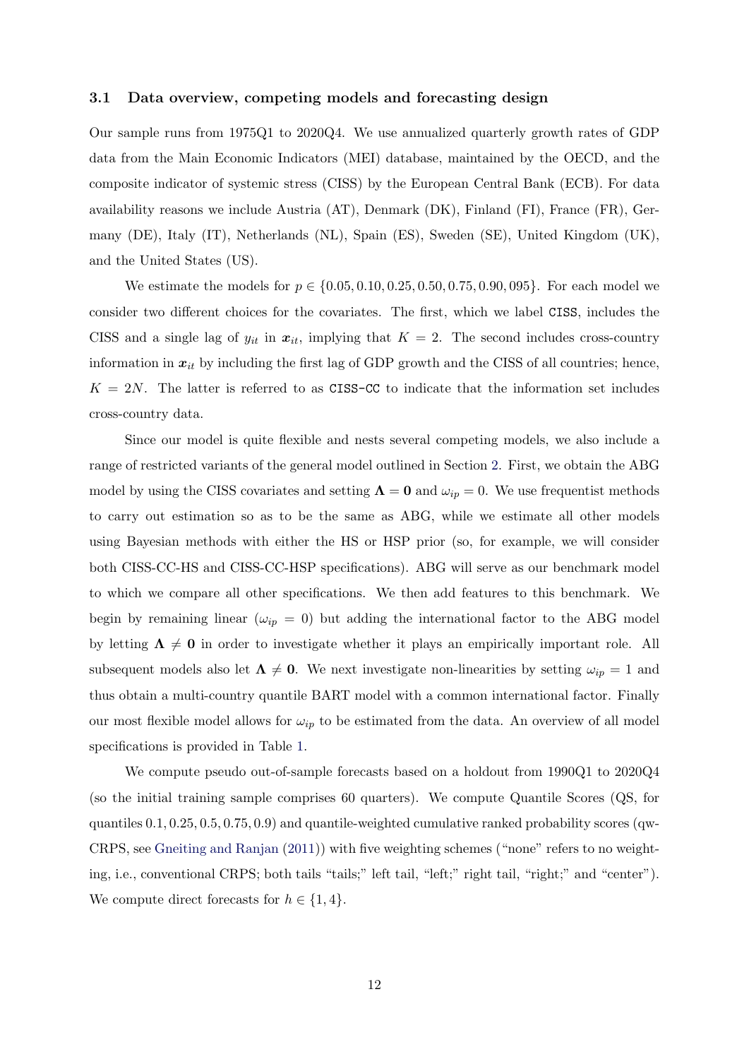### 3.1 Data overview, competing models and forecasting design

Our sample runs from 1975Q1 to 2020Q4. We use annualized quarterly growth rates of GDP data from the Main Economic Indicators (MEI) database, maintained by the OECD, and the composite indicator of systemic stress (CISS) by the European Central Bank (ECB). For data availability reasons we include Austria (AT), Denmark (DK), Finland (FI), France (FR), Germany (DE), Italy (IT), Netherlands (NL), Spain (ES), Sweden (SE), United Kingdom (UK), and the United States (US).

We estimate the models for $p \in \{0.05, 0.10, 0.25, 0.50, 0.75, 0.90, 095\}$. For each model we consider two different choices for the covariates. The first, which we label `CISS`, includes the CISS and a single lag of $y_{it}$ in $\boldsymbol{x}_{it}$, implying that $K = 2$. The second includes cross-country information in $\boldsymbol{x}_{it}$ by including the first lag of GDP growth and the CISS of all countries; hence, $K = 2N$. The latter is referred to as `CISS-CC` to indicate that the information set includes cross-country data.

Since our model is quite flexible and nests several competing models, we also include a range of restricted variants of the general model outlined in Section 2. First, we obtain the ABG model by using the CISS covariates and setting $\boldsymbol{\Lambda} = \boldsymbol{0}$ and $\omega_{ip} = 0$. We use frequentist methods to carry out estimation so as to be the same as ABG, while we estimate all other models using Bayesian methods with either the HS or HSP prior (so, for example, we will consider both CISS-CC-HS and CISS-CC-HSP specifications). ABG will serve as our benchmark model to which we compare all other specifications. We then add features to this benchmark. We begin by remaining linear ($\omega_{ip} = 0$) but adding the international factor to the ABG model by letting $\boldsymbol{\Lambda} \neq \boldsymbol{0}$ in order to investigate whether it plays an empirically important role. All subsequent models also let $\boldsymbol{\Lambda} \neq \boldsymbol{0}$. We next investigate non-linearities by setting $\omega_{ip} = 1$ and thus obtain a multi-country quantile BART model with a common international factor. Finally our most flexible model allows for $\omega_{ip}$ to be estimated from the data. An overview of all model specifications is provided in Table 1.

We compute pseudo out-of-sample forecasts based on a holdout from 1990Q1 to 2020Q4 (so the initial training sample comprises 60 quarters). We compute Quantile Scores (QS, for quantiles $0.1, 0.25, 0.5, 0.75, 0.9$) and quantile-weighted cumulative ranked probability scores (qw-CRPS, see Gneiting and Ranjan (2011)) with five weighting schemes ("none" refers to no weighting, i.e., conventional CRPS; both tails "tails;" left tail, "left;" right tail, "right;" and "center"). We compute direct forecasts for $h \in \{1, 4\}$.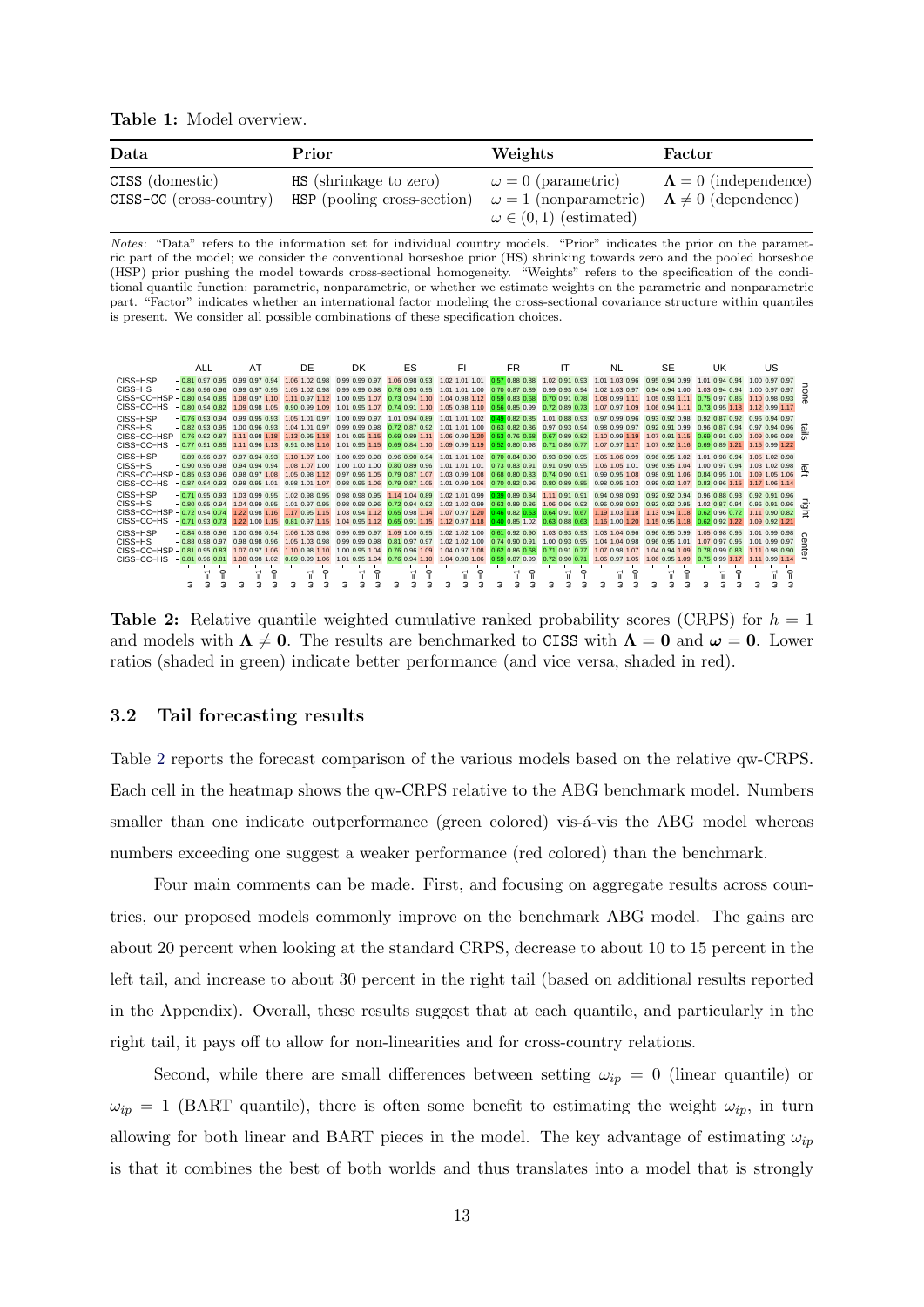**Table 1:** Model overview.

| Data | Prior | Weights | Factor |
|---|---|---|---|
| CISS (domestic) | HS (shrinkage to zero) | $\omega = 0$ (parametric) | $\mathbf{\Lambda} = 0$ (independence) |
| CISS-CC (cross-country) | HSP (pooling cross-section) | $\omega = 1$ (nonparametric) | $\mathbf{\Lambda} \neq 0$ (dependence) |
| | | $\omega \in (0, 1)$ (estimated) | |

*Notes*: "Data" refers to the information set for individual country models. "Prior" indicates the prior on the parametric part of the model; we consider the conventional horseshoe prior (HS) shrinking towards zero and the pooled horseshoe (HSP) prior pushing the model towards cross-sectional homogeneity. "Weights" refers to the specification of the conditional quantile function: parametric, nonparametric, or whether we estimate weights on the parametric and nonparametric part. "Factor" indicates whether an international factor modeling the cross-sectional covariance structure within quantiles is present. We consider all possible combinations of these specification choices.

| | Model | ALL | | | AT | | | DE | | | DK | | | ES | | | FI | | | FR | | | IT | | | NL | | | SE | | | UK | | | US | | |
|---|---|---|---|---|---|---|---|---|---|---|---|---|---|---|---|---|---|---|---|---|---|---|---|---|---|---|---|---|---|---|---|---|---|---|---|---|---|
| | | $\omega$ | $\omega=1$ | $\omega=0$ | $\omega$ | $\omega=1$ | $\omega=0$ | $\omega$ | $\omega=1$ | $\omega=0$ | $\omega$ | $\omega=1$ | $\omega=0$ | $\omega$ | $\omega=1$ | $\omega=0$ | $\omega$ | $\omega=1$ | $\omega=0$ | $\omega$ | $\omega=1$ | $\omega=0$ | $\omega$ | $\omega=1$ | $\omega=0$ | $\omega$ | $\omega=1$ | $\omega=0$ | $\omega$ | $\omega=1$ | $\omega=0$ | $\omega$ | $\omega=1$ | $\omega=0$ | $\omega$ | $\omega=1$ | $\omega=0$ |
| none | CISS–HSP | 0.81 | 0.97 | 0.95 | 0.99 | 0.97 | 0.94 | 1.06 | 1.02 | 0.98 | 0.99 | 0.99 | 0.97 | 1.06 | 0.98 | 0.93 | 1.02 | 1.01 | 1.01 | 0.57 | 0.88 | 0.88 | 1.02 | 0.91 | 0.93 | 1.01 | 1.03 | 0.96 | 0.95 | 0.94 | 0.99 | 1.01 | 0.94 | 0.94 | 1.00 | 0.97 | 0.97 |
| none | CISS–HS | 0.86 | 0.96 | 0.96 | 0.99 | 0.97 | 0.95 | 1.05 | 1.02 | 0.98 | 0.99 | 0.99 | 0.98 | 0.78 | 0.93 | 0.95 | 1.01 | 1.01 | 1.00 | 0.70 | 0.87 | 0.89 | 0.99 | 0.93 | 0.94 | 1.02 | 1.03 | 0.97 | 0.94 | 0.94 | 1.00 | 1.03 | 0.94 | 0.94 | 1.00 | 0.97 | 0.97 |
| none | CISS–CC–HSP | 0.80 | 0.94 | 0.85 | 1.08 | 0.97 | 1.10 | 1.11 | 0.97 | 1.12 | 1.00 | 0.95 | 1.07 | 0.73 | 0.94 | 1.10 | 1.04 | 0.98 | 1.12 | 0.59 | 0.83 | 0.68 | 0.70 | 0.91 | 0.78 | 1.08 | 0.99 | 1.11 | 1.05 | 0.93 | 1.11 | 0.75 | 0.97 | 0.85 | 1.10 | 0.98 | 0.93 |
| none | CISS–CC–HS | 0.80 | 0.94 | 0.82 | 1.09 | 0.98 | 1.05 | 0.90 | 0.99 | 1.09 | 1.01 | 0.95 | 1.07 | 0.74 | 0.91 | 1.10 | 1.05 | 0.98 | 1.10 | 0.56 | 0.85 | 0.99 | 0.72 | 0.89 | 0.73 | 1.07 | 0.97 | 1.09 | 1.06 | 0.94 | 1.11 | 0.73 | 0.95 | 1.18 | 1.12 | 0.99 | 1.17 |
| tails | CISS–HSP | 0.76 | 0.93 | 0.94 | 0.99 | 0.95 | 0.93 | 1.05 | 1.01 | 0.97 | 1.00 | 0.99 | 0.97 | 1.01 | 0.94 | 0.89 | 1.01 | 1.01 | 1.02 | 0.49 | 0.82 | 0.85 | 1.01 | 0.88 | 0.93 | 0.97 | 0.99 | 0.96 | 0.93 | 0.92 | 0.98 | 0.92 | 0.87 | 0.92 | 0.96 | 0.94 | 0.97 |
| tails | CISS–HS | 0.82 | 0.93 | 0.95 | 1.00 | 0.96 | 0.93 | 1.04 | 1.01 | 0.97 | 0.99 | 0.99 | 0.98 | 0.72 | 0.87 | 0.92 | 1.01 | 1.01 | 1.00 | 0.63 | 0.82 | 0.86 | 0.97 | 0.93 | 0.94 | 0.98 | 0.99 | 0.97 | 0.92 | 0.91 | 0.99 | 0.96 | 0.87 | 0.94 | 0.97 | 0.94 | 0.96 |
| tails | CISS–CC–HSP | 0.76 | 0.92 | 0.87 | 1.11 | 0.98 | 1.18 | 1.13 | 0.95 | 1.18 | 1.01 | 0.95 | 1.15 | 0.69 | 0.89 | 1.11 | 1.06 | 0.99 | 1.20 | 0.53 | 0.76 | 0.68 | 0.67 | 0.89 | 0.82 | 1.10 | 0.99 | 1.19 | 1.07 | 0.91 | 1.15 | 0.68 | 0.91 | 0.90 | 1.09 | 0.96 | 0.98 |
| tails | CISS–CC–HS | 0.77 | 0.91 | 0.85 | 1.11 | 0.96 | 1.13 | 0.91 | 0.98 | 1.16 | 1.01 | 0.95 | 1.15 | 0.69 | 0.84 | 1.10 | 1.09 | 0.99 | 1.19 | 0.52 | 0.80 | 0.98 | 0.71 | 0.86 | 0.77 | 1.07 | 0.97 | 1.17 | 1.07 | 0.92 | 1.16 | 0.69 | 0.89 | 1.21 | 1.15 | 0.99 | 1.22 |
| left | CISS–HSP | 0.89 | 0.96 | 0.97 | 0.97 | 0.94 | 0.93 | 1.10 | 1.07 | 1.00 | 1.00 | 0.99 | 0.98 | 0.96 | 0.90 | 0.94 | 1.01 | 1.01 | 1.02 | 0.70 | 0.84 | 0.90 | 0.93 | 0.90 | 0.95 | 1.05 | 1.06 | 0.99 | 0.96 | 0.95 | 1.02 | 1.01 | 0.98 | 0.94 | 1.05 | 1.02 | 0.98 |
| left | CISS–HS | 0.90 | 0.96 | 0.98 | 0.94 | 0.94 | 0.94 | 1.08 | 1.07 | 1.00 | 1.00 | 1.00 | 1.00 | 0.80 | 0.89 | 0.96 | 1.01 | 1.01 | 1.01 | 0.73 | 0.83 | 0.91 | 0.91 | 0.90 | 0.95 | 1.06 | 1.05 | 1.01 | 0.96 | 0.95 | 1.04 | 1.00 | 0.97 | 0.94 | 1.03 | 1.02 | 0.98 |
| left | CISS–CC–HSP | 0.85 | 0.93 | 0.96 | 0.98 | 0.97 | 1.08 | 1.05 | 0.98 | 1.12 | 0.97 | 0.96 | 1.05 | 0.79 | 0.87 | 1.07 | 1.03 | 0.99 | 1.08 | 0.68 | 0.80 | 0.83 | 0.74 | 0.90 | 0.91 | 0.99 | 0.95 | 1.08 | 0.98 | 0.91 | 1.06 | 0.84 | 0.95 | 1.01 | 1.09 | 1.05 | 1.06 |
| left | CISS–CC–HS | 0.87 | 0.94 | 0.93 | 0.98 | 0.95 | 1.01 | 0.98 | 1.01 | 1.07 | 0.98 | 0.95 | 1.06 | 0.79 | 0.87 | 1.05 | 1.01 | 0.99 | 1.06 | 0.70 | 0.82 | 0.96 | 0.80 | 0.89 | 0.85 | 0.98 | 0.95 | 1.03 | 0.99 | 0.92 | 1.07 | 0.83 | 0.96 | 1.15 | 1.17 | 1.06 | 1.14 |
| right | CISS–HSP | 0.71 | 0.95 | 0.93 | 1.03 | 0.99 | 0.95 | 1.02 | 0.98 | 0.95 | 0.98 | 0.98 | 0.95 | 1.14 | 1.04 | 0.89 | 1.02 | 1.01 | 0.99 | 0.39 | 0.89 | 0.84 | 1.11 | 0.91 | 0.91 | 0.94 | 0.98 | 0.93 | 0.92 | 0.92 | 0.94 | 0.96 | 0.88 | 0.93 | 0.92 | 0.91 | 0.96 |
| right | CISS–HS | 0.80 | 0.95 | 0.94 | 1.04 | 0.99 | 0.95 | 1.01 | 0.97 | 0.95 | 0.98 | 0.98 | 0.96 | 0.72 | 0.94 | 0.92 | 1.02 | 1.02 | 0.99 | 0.63 | 0.89 | 0.86 | 1.06 | 0.96 | 0.93 | 0.96 | 0.98 | 0.93 | 0.92 | 0.92 | 0.95 | 1.02 | 0.87 | 0.94 | 0.96 | 0.91 | 0.96 |
| right | CISS–CC–HSP | 0.72 | 0.94 | 0.74 | 1.22 | 0.98 | 1.16 | 1.17 | 0.95 | 1.15 | 1.03 | 0.94 | 1.12 | 0.65 | 0.98 | 1.14 | 1.07 | 0.97 | 1.20 | 0.46 | 0.82 | 0.53 | 0.64 | 0.91 | 0.67 | 1.19 | 1.03 | 1.18 | 1.13 | 0.94 | 1.18 | 0.62 | 0.96 | 0.72 | 1.11 | 0.90 | 0.82 |
| right | CISS–CC–HS | 0.71 | 0.93 | 0.73 | 1.22 | 1.00 | 1.15 | 0.81 | 0.97 | 1.15 | 1.04 | 0.95 | 1.12 | 0.65 | 0.91 | 1.15 | 1.12 | 0.97 | 1.18 | 0.40 | 0.85 | 1.02 | 0.63 | 0.88 | 0.63 | 1.16 | 1.00 | 1.20 | 1.15 | 0.95 | 1.18 | 0.62 | 0.92 | 1.22 | 1.09 | 0.92 | 1.21 |
| center | CISS–HSP | 0.84 | 0.98 | 0.96 | 1.00 | 0.98 | 0.94 | 1.06 | 1.03 | 0.98 | 0.99 | 0.99 | 0.97 | 1.09 | 1.00 | 0.95 | 1.02 | 1.02 | 1.00 | 0.61 | 0.92 | 0.90 | 1.03 | 0.93 | 0.93 | 1.03 | 1.04 | 0.96 | 0.96 | 0.95 | 0.99 | 1.05 | 0.98 | 0.95 | 1.01 | 0.99 | 0.98 |
| center | CISS–HS | 0.88 | 0.98 | 0.97 | 0.98 | 0.98 | 0.96 | 1.05 | 1.03 | 0.98 | 0.99 | 0.99 | 0.98 | 0.81 | 0.97 | 0.97 | 1.02 | 1.02 | 1.00 | 0.74 | 0.90 | 0.91 | 1.00 | 0.93 | 0.95 | 1.04 | 1.04 | 0.98 | 0.96 | 0.95 | 1.01 | 1.07 | 0.97 | 0.95 | 1.01 | 0.99 | 0.97 |
| center | CISS–CC–HSP | 0.81 | 0.95 | 0.83 | 1.07 | 0.97 | 1.06 | 1.10 | 0.98 | 1.10 | 1.00 | 0.95 | 1.04 | 0.76 | 0.96 | 1.09 | 1.04 | 0.97 | 1.08 | 0.62 | 0.86 | 0.68 | 0.71 | 0.91 | 0.77 | 1.07 | 0.98 | 1.07 | 1.04 | 0.94 | 1.09 | 0.78 | 0.99 | 0.83 | 1.11 | 0.98 | 0.90 |
| center | CISS–CC–HS | 0.81 | 0.96 | 0.81 | 1.08 | 0.98 | 1.02 | 0.89 | 0.99 | 1.06 | 1.01 | 0.95 | 1.04 | 0.76 | 0.94 | 1.10 | 1.04 | 0.98 | 1.06 | 0.59 | 0.87 | 0.99 | 0.72 | 0.90 | 0.71 | 1.06 | 0.97 | 1.05 | 1.06 | 0.95 | 1.09 | 0.75 | 0.99 | 1.17 | 1.11 | 0.99 | 1.14 |

**Table 2:** Relative quantile weighted cumulative ranked probability scores (CRPS) for $h = 1$ and models with $\mathbf{\Lambda} \neq \mathbf{0}$. The results are benchmarked to CISS with $\mathbf{\Lambda} = \mathbf{0}$ and $\boldsymbol{\omega} = \mathbf{0}$. Lower ratios (shaded in green) indicate better performance (and vice versa, shaded in red).

## 3.2 Tail forecasting results

Table 2 reports the forecast comparison of the various models based on the relative qw-CRPS. Each cell in the heatmap shows the qw-CRPS relative to the ABG benchmark model. Numbers smaller than one indicate outperformance (green colored) vis-á-vis the ABG model whereas numbers exceeding one suggest a weaker performance (red colored) than the benchmark.

Four main comments can be made. First, and focusing on aggregate results across countries, our proposed models commonly improve on the benchmark ABG model. The gains are about 20 percent when looking at the standard CRPS, decrease to about 10 to 15 percent in the left tail, and increase to about 30 percent in the right tail (based on additional results reported in the Appendix). Overall, these results suggest that at each quantile, and particularly in the right tail, it pays off to allow for non-linearities and for cross-country relations.

Second, while there are small differences between setting $\omega_{ip} = 0$ (linear quantile) or $\omega_{ip} = 1$ (BART quantile), there is often some benefit to estimating the weight $\omega_{ip}$, in turn allowing for both linear and BART pieces in the model. The key advantage of estimating $\omega_{ip}$ is that it combines the best of both worlds and thus translates into a model that is strongly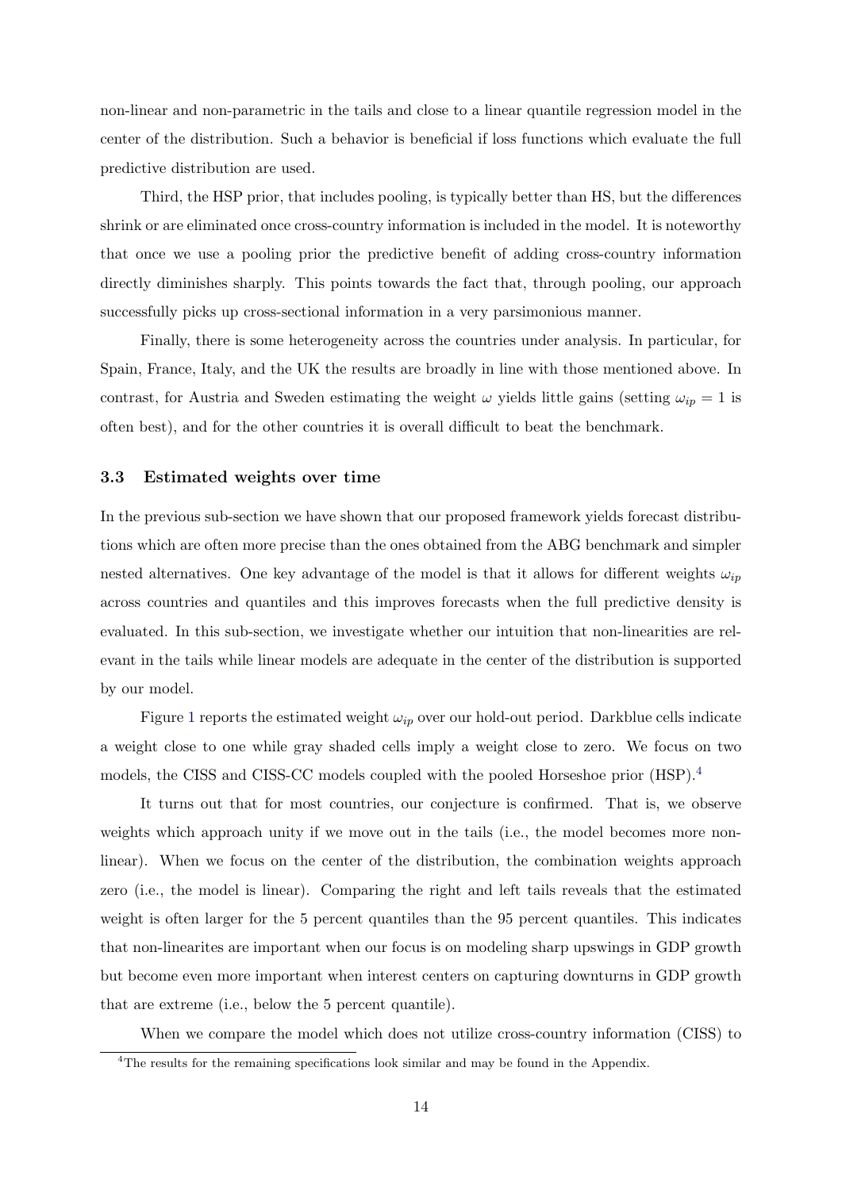non-linear and non-parametric in the tails and close to a linear quantile regression model in the center of the distribution. Such a behavior is beneficial if loss functions which evaluate the full predictive distribution are used.

Third, the HSP prior, that includes pooling, is typically better than HS, but the differences shrink or are eliminated once cross-country information is included in the model. It is noteworthy that once we use a pooling prior the predictive benefit of adding cross-country information directly diminishes sharply. This points towards the fact that, through pooling, our approach successfully picks up cross-sectional information in a very parsimonious manner.

Finally, there is some heterogeneity across the countries under analysis. In particular, for Spain, France, Italy, and the UK the results are broadly in line with those mentioned above. In contrast, for Austria and Sweden estimating the weight $\omega$ yields little gains (setting $\omega_{ip} = 1$ is often best), and for the other countries it is overall difficult to beat the benchmark.

### 3.3 Estimated weights over time

In the previous sub-section we have shown that our proposed framework yields forecast distributions which are often more precise than the ones obtained from the ABG benchmark and simpler nested alternatives. One key advantage of the model is that it allows for different weights $\omega_{ip}$ across countries and quantiles and this improves forecasts when the full predictive density is evaluated. In this sub-section, we investigate whether our intuition that non-linearities are relevant in the tails while linear models are adequate in the center of the distribution is supported by our model.

Figure 1 reports the estimated weight $\omega_{ip}$ over our hold-out period. Darkblue cells indicate a weight close to one while gray shaded cells imply a weight close to zero. We focus on two models, the CISS and CISS-CC models coupled with the pooled Horseshoe prior (HSP).[4]

It turns out that for most countries, our conjecture is confirmed. That is, we observe weights which approach unity if we move out in the tails (i.e., the model becomes more non-linear). When we focus on the center of the distribution, the combination weights approach zero (i.e., the model is linear). Comparing the right and left tails reveals that the estimated weight is often larger for the 5 percent quantiles than the 95 percent quantiles. This indicates that non-linearites are important when our focus is on modeling sharp upswings in GDP growth but become even more important when interest centers on capturing downturns in GDP growth that are extreme (i.e., below the 5 percent quantile).

When we compare the model which does not utilize cross-country information (CISS) to

[4]The results for the remaining specifications look similar and may be found in the Appendix.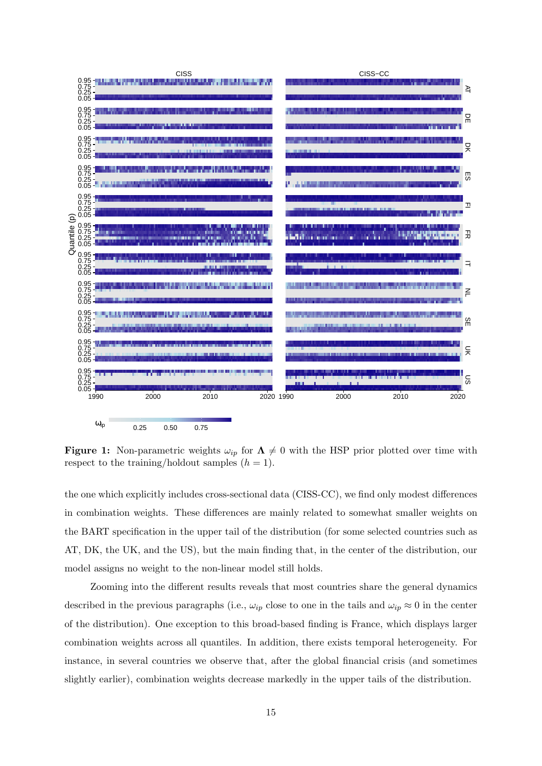**Figure 1:** Non-parametric weights $\omega_{ip}$ for $\mathbf{\Lambda} \neq 0$ with the HSP prior plotted over time with respect to the training/holdout samples ($h = 1$).

the one which explicitly includes cross-sectional data (CISS-CC), we find only modest differences in combination weights. These differences are mainly related to somewhat smaller weights on the BART specification in the upper tail of the distribution (for some selected countries such as AT, DK, the UK, and the US), but the main finding that, in the center of the distribution, our model assigns no weight to the non-linear model still holds.

Zooming into the different results reveals that most countries share the general dynamics described in the previous paragraphs (i.e., $\omega_{ip}$ close to one in the tails and $\omega_{ip} \approx 0$ in the center of the distribution). One exception to this broad-based finding is France, which displays larger combination weights across all quantiles. In addition, there exists temporal heterogeneity. For instance, in several countries we observe that, after the global financial crisis (and sometimes slightly earlier), combination weights decrease markedly in the upper tails of the distribution.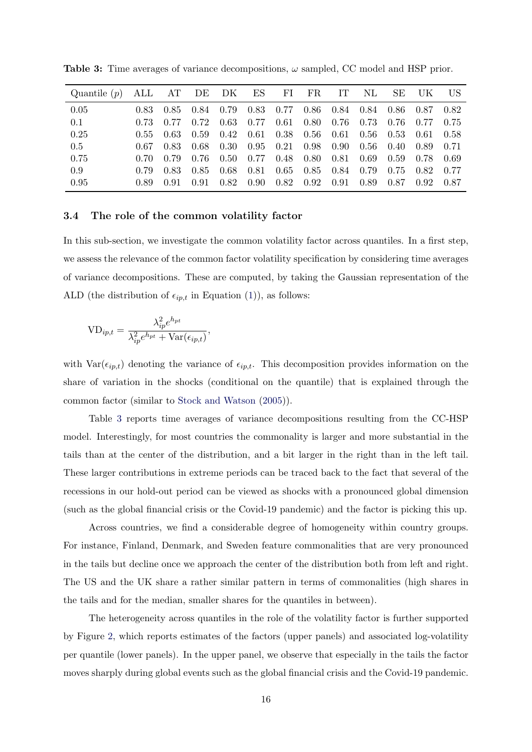**Table 3:** Time averages of variance decompositions, $\omega$ sampled, CC model and HSP prior.

| Quantile ($p$) | ALL | AT | DE | DK | ES | FI | FR | IT | NL | SE | UK | US |
|---|---|---|---|---|---|---|---|---|---|---|---|---|
| 0.05 | 0.83 | 0.85 | 0.84 | 0.79 | 0.83 | 0.77 | 0.86 | 0.84 | 0.84 | 0.86 | 0.87 | 0.82 |
| 0.1 | 0.73 | 0.77 | 0.72 | 0.63 | 0.77 | 0.61 | 0.80 | 0.76 | 0.73 | 0.76 | 0.77 | 0.75 |
| 0.25 | 0.55 | 0.63 | 0.59 | 0.42 | 0.61 | 0.38 | 0.56 | 0.61 | 0.56 | 0.53 | 0.61 | 0.58 |
| 0.5 | 0.67 | 0.83 | 0.68 | 0.30 | 0.95 | 0.21 | 0.98 | 0.90 | 0.56 | 0.40 | 0.89 | 0.71 |
| 0.75 | 0.70 | 0.79 | 0.76 | 0.50 | 0.77 | 0.48 | 0.80 | 0.81 | 0.69 | 0.59 | 0.78 | 0.69 |
| 0.9 | 0.79 | 0.83 | 0.85 | 0.68 | 0.81 | 0.65 | 0.85 | 0.84 | 0.79 | 0.75 | 0.82 | 0.77 |
| 0.95 | 0.89 | 0.91 | 0.91 | 0.82 | 0.90 | 0.82 | 0.92 | 0.91 | 0.89 | 0.87 | 0.92 | 0.87 |

### 3.4 The role of the common volatility factor

In this sub-section, we investigate the common volatility factor across quantiles. In a first step, we assess the relevance of the common factor volatility specification by considering time averages of variance decompositions. These are computed, by taking the Gaussian representation of the ALD (the distribution of $\epsilon_{ip,t}$ in Equation (1)), as follows:

$$\text{VD}_{ip,t} = \frac{\lambda_{ip}^2 e^{h_{pt}}}{\lambda_{ip}^2 e^{h_{pt}} + \text{Var}(\epsilon_{ip,t})},$$

with $\text{Var}(\epsilon_{ip,t})$ denoting the variance of $\epsilon_{ip,t}$. This decomposition provides information on the share of variation in the shocks (conditional on the quantile) that is explained through the common factor (similar to Stock and Watson (2005)).

Table 3 reports time averages of variance decompositions resulting from the CC-HSP model. Interestingly, for most countries the commonality is larger and more substantial in the tails than at the center of the distribution, and a bit larger in the right than in the left tail. These larger contributions in extreme periods can be traced back to the fact that several of the recessions in our hold-out period can be viewed as shocks with a pronounced global dimension (such as the global financial crisis or the Covid-19 pandemic) and the factor is picking this up.

Across countries, we find a considerable degree of homogeneity within country groups. For instance, Finland, Denmark, and Sweden feature commonalities that are very pronounced in the tails but decline once we approach the center of the distribution both from left and right. The US and the UK share a rather similar pattern in terms of commonalities (high shares in the tails and for the median, smaller shares for the quantiles in between).

The heterogeneity across quantiles in the role of the volatility factor is further supported by Figure 2, which reports estimates of the factors (upper panels) and associated log-volatility per quantile (lower panels). In the upper panel, we observe that especially in the tails the factor moves sharply during global events such as the global financial crisis and the Covid-19 pandemic.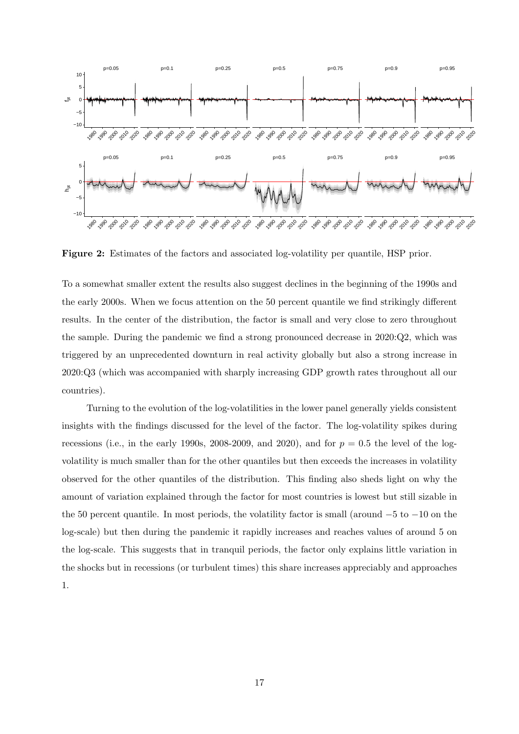**Figure 2:** Estimates of the factors and associated log-volatility per quantile, HSP prior.

To a somewhat smaller extent the results also suggest declines in the beginning of the 1990s and the early 2000s. When we focus attention on the 50 percent quantile we find strikingly different results. In the center of the distribution, the factor is small and very close to zero throughout the sample. During the pandemic we find a strong pronounced decrease in 2020:Q2, which was triggered by an unprecedented downturn in real activity globally but also a strong increase in 2020:Q3 (which was accompanied with sharply increasing GDP growth rates throughout all our countries).

Turning to the evolution of the log-volatilities in the lower panel generally yields consistent insights with the findings discussed for the level of the factor. The log-volatility spikes during recessions (i.e., in the early 1990s, 2008-2009, and 2020), and for $p = 0.5$ the level of the log-volatility is much smaller than for the other quantiles but then exceeds the increases in volatility observed for the other quantiles of the distribution. This finding also sheds light on why the amount of variation explained through the factor for most countries is lowest but still sizable in the 50 percent quantile. In most periods, the volatility factor is small (around $-5$ to $-10$ on the log-scale) but then during the pandemic it rapidly increases and reaches values of around 5 on the log-scale. This suggests that in tranquil periods, the factor only explains little variation in the shocks but in recessions (or turbulent times) this share increases appreciably and approaches 1.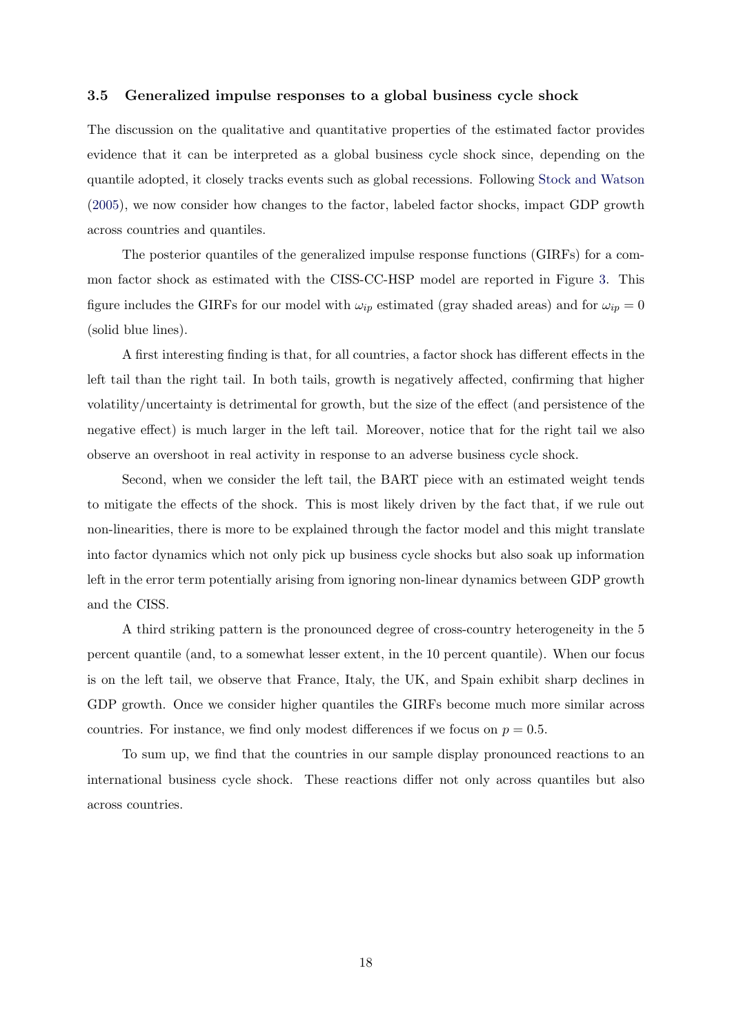### 3.5 Generalized impulse responses to a global business cycle shock

The discussion on the qualitative and quantitative properties of the estimated factor provides evidence that it can be interpreted as a global business cycle shock since, depending on the quantile adopted, it closely tracks events such as global recessions. Following Stock and Watson (2005), we now consider how changes to the factor, labeled factor shocks, impact GDP growth across countries and quantiles.

The posterior quantiles of the generalized impulse response functions (GIRFs) for a common factor shock as estimated with the CISS-CC-HSP model are reported in Figure 3. This figure includes the GIRFs for our model with $\omega_{ip}$ estimated (gray shaded areas) and for $\omega_{ip} = 0$ (solid blue lines).

A first interesting finding is that, for all countries, a factor shock has different effects in the left tail than the right tail. In both tails, growth is negatively affected, confirming that higher volatility/uncertainty is detrimental for growth, but the size of the effect (and persistence of the negative effect) is much larger in the left tail. Moreover, notice that for the right tail we also observe an overshoot in real activity in response to an adverse business cycle shock.

Second, when we consider the left tail, the BART piece with an estimated weight tends to mitigate the effects of the shock. This is most likely driven by the fact that, if we rule out non-linearities, there is more to be explained through the factor model and this might translate into factor dynamics which not only pick up business cycle shocks but also soak up information left in the error term potentially arising from ignoring non-linear dynamics between GDP growth and the CISS.

A third striking pattern is the pronounced degree of cross-country heterogeneity in the 5 percent quantile (and, to a somewhat lesser extent, in the 10 percent quantile). When our focus is on the left tail, we observe that France, Italy, the UK, and Spain exhibit sharp declines in GDP growth. Once we consider higher quantiles the GIRFs become much more similar across countries. For instance, we find only modest differences if we focus on $p = 0.5$.

To sum up, we find that the countries in our sample display pronounced reactions to an international business cycle shock. These reactions differ not only across quantiles but also across countries.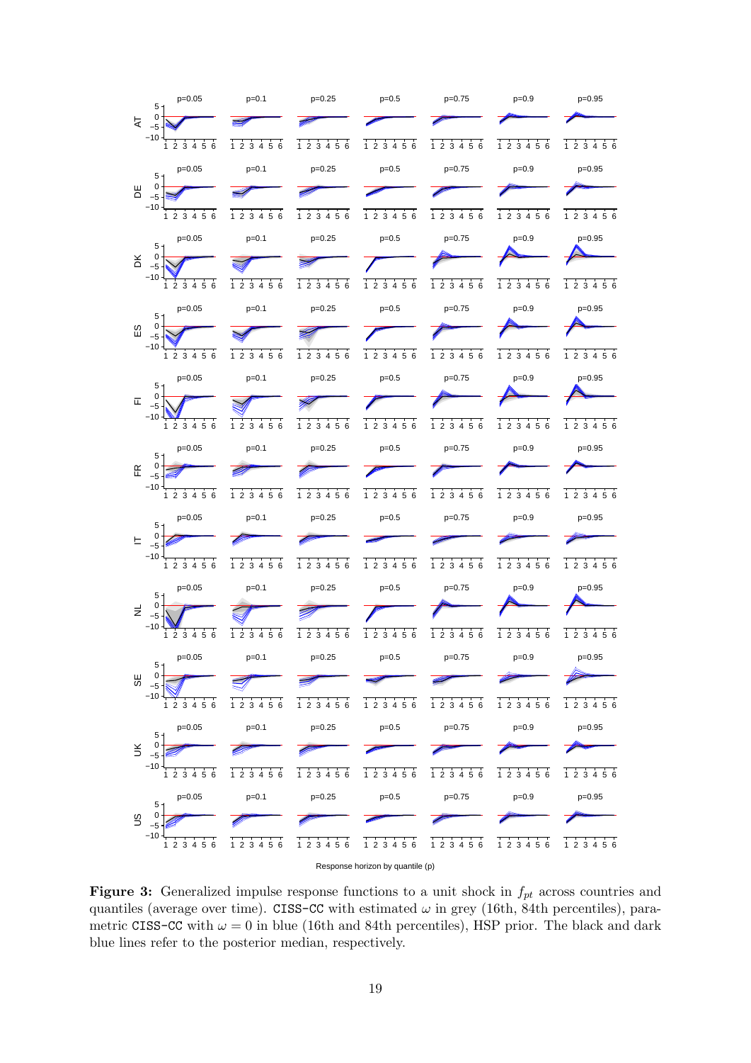**Figure 3:** Generalized impulse response functions to a unit shock in $f_{pt}$ across countries and quantiles (average over time). `CISS-CC` with estimated $\omega$ in grey (16th, 84th percentiles), parametric `CISS-CC` with $\omega = 0$ in blue (16th and 84th percentiles), HSP prior. The black and dark blue lines refer to the posterior median, respectively.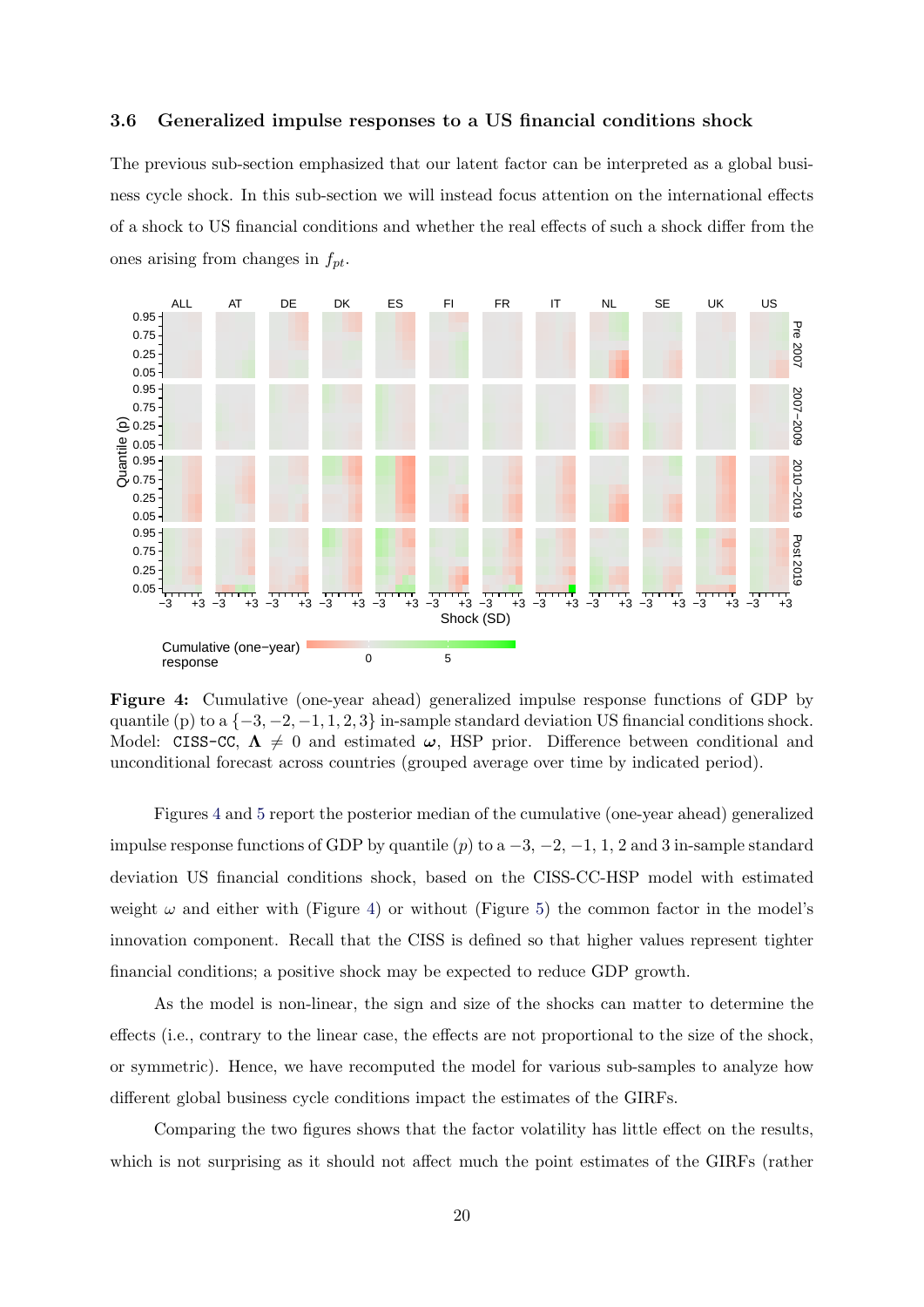### 3.6 Generalized impulse responses to a US financial conditions shock

The previous sub-section emphasized that our latent factor can be interpreted as a global business cycle shock. In this sub-section we will instead focus attention on the international effects of a shock to US financial conditions and whether the real effects of such a shock differ from the ones arising from changes in $f_{pt}$.

**Figure 4:** Cumulative (one-year ahead) generalized impulse response functions of GDP by quantile (p) to a $\{-3, -2, -1, 1, 2, 3\}$ in-sample standard deviation US financial conditions shock. Model: CISS-CC, $\boldsymbol{\Lambda} \neq 0$ and estimated $\boldsymbol{\omega}$, HSP prior. Difference between conditional and unconditional forecast across countries (grouped average over time by indicated period).

Figures 4 and 5 report the posterior median of the cumulative (one-year ahead) generalized impulse response functions of GDP by quantile ($p$) to a $-3$, $-2$, $-1$, 1, 2 and 3 in-sample standard deviation US financial conditions shock, based on the CISS-CC-HSP model with estimated weight $\omega$ and either with (Figure 4) or without (Figure 5) the common factor in the model's innovation component. Recall that the CISS is defined so that higher values represent tighter financial conditions; a positive shock may be expected to reduce GDP growth.

As the model is non-linear, the sign and size of the shocks can matter to determine the effects (i.e., contrary to the linear case, the effects are not proportional to the size of the shock, or symmetric). Hence, we have recomputed the model for various sub-samples to analyze how different global business cycle conditions impact the estimates of the GIRFs.

Comparing the two figures shows that the factor volatility has little effect on the results, which is not surprising as it should not affect much the point estimates of the GIRFs (rather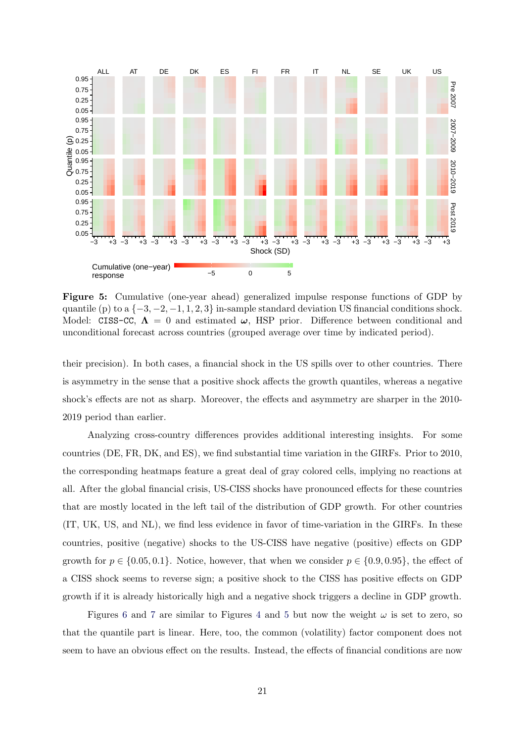**Figure 5:** Cumulative (one-year ahead) generalized impulse response functions of GDP by quantile (p) to a $\{-3,-2,-1,1,2,3\}$ in-sample standard deviation US financial conditions shock. Model: CISS-CC, $\boldsymbol{\Lambda} = 0$ and estimated $\boldsymbol{\omega}$, HSP prior. Difference between conditional and unconditional forecast across countries (grouped average over time by indicated period).

their precision). In both cases, a financial shock in the US spills over to other countries. There is asymmetry in the sense that a positive shock affects the growth quantiles, whereas a negative shock's effects are not as sharp. Moreover, the effects and asymmetry are sharper in the 2010-2019 period than earlier.

Analyzing cross-country differences provides additional interesting insights. For some countries (DE, FR, DK, and ES), we find substantial time variation in the GIRFs. Prior to 2010, the corresponding heatmaps feature a great deal of gray colored cells, implying no reactions at all. After the global financial crisis, US-CISS shocks have pronounced effects for these countries that are mostly located in the left tail of the distribution of GDP growth. For other countries (IT, UK, US, and NL), we find less evidence in favor of time-variation in the GIRFs. In these countries, positive (negative) shocks to the US-CISS have negative (positive) effects on GDP growth for $p \in \{0.05, 0.1\}$. Notice, however, that when we consider $p \in \{0.9, 0.95\}$, the effect of a CISS shock seems to reverse sign; a positive shock to the CISS has positive effects on GDP growth if it is already historically high and a negative shock triggers a decline in GDP growth.

Figures 6 and 7 are similar to Figures 4 and 5 but now the weight $\omega$ is set to zero, so that the quantile part is linear. Here, too, the common (volatility) factor component does not seem to have an obvious effect on the results. Instead, the effects of financial conditions are now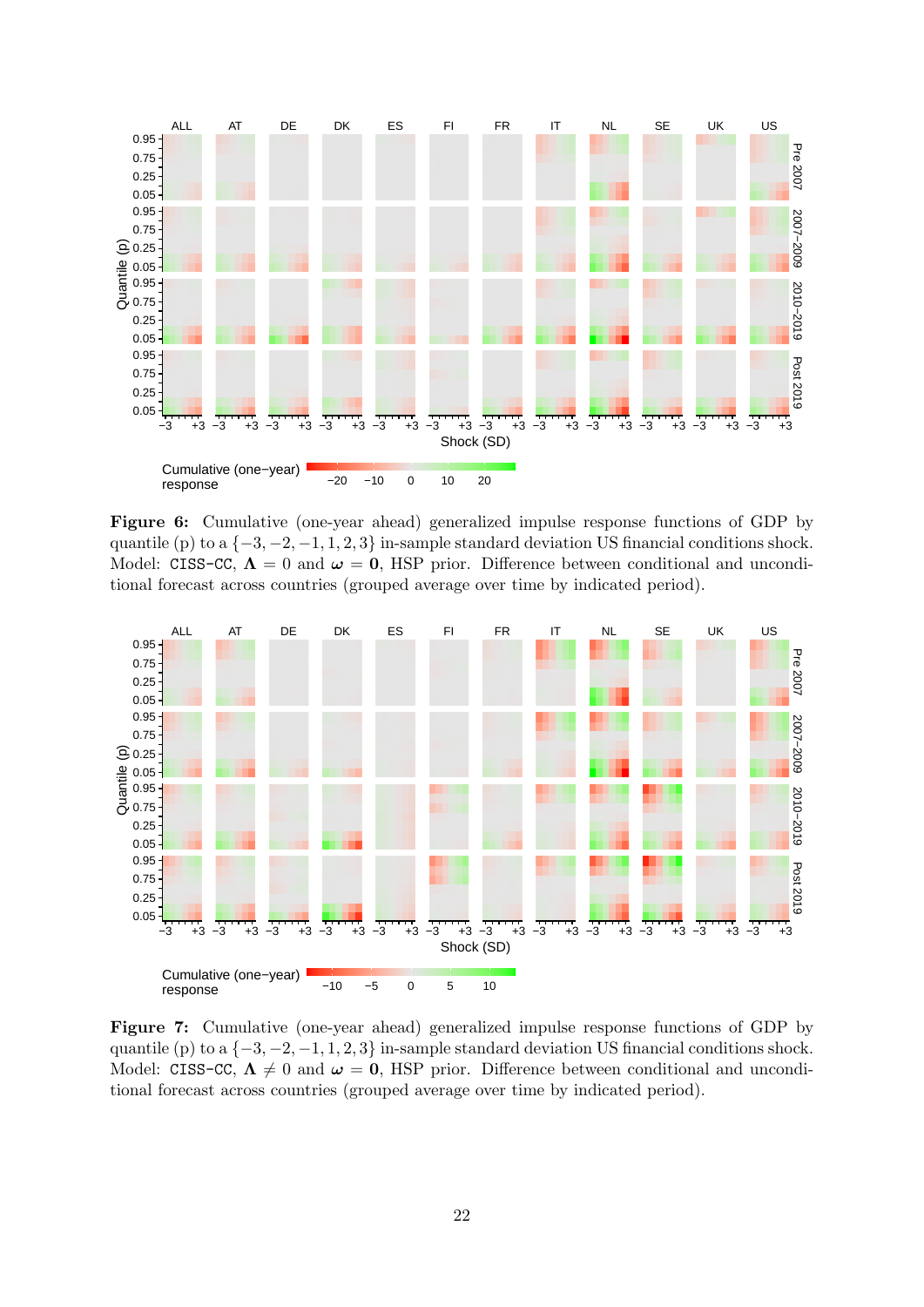**Figure 6:** Cumulative (one-year ahead) generalized impulse response functions of GDP by quantile (p) to a $\{-3, -2, -1, 1, 2, 3\}$ in-sample standard deviation US financial conditions shock. Model: CISS-CC, $\mathbf{\Lambda} = 0$ and $\boldsymbol{\omega} = \mathbf{0}$, HSP prior. Difference between conditional and unconditional forecast across countries (grouped average over time by indicated period).

**Figure 7:** Cumulative (one-year ahead) generalized impulse response functions of GDP by quantile (p) to a $\{-3, -2, -1, 1, 2, 3\}$ in-sample standard deviation US financial conditions shock. Model: CISS-CC, $\mathbf{\Lambda} \neq 0$ and $\boldsymbol{\omega} = \mathbf{0}$, HSP prior. Difference between conditional and unconditional forecast across countries (grouped average over time by indicated period).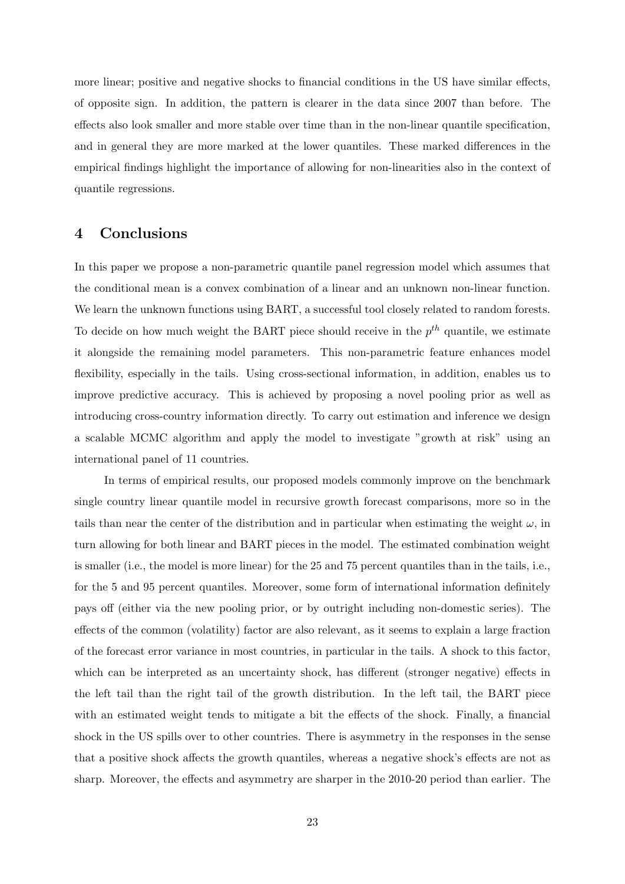more linear; positive and negative shocks to financial conditions in the US have similar effects, of opposite sign. In addition, the pattern is clearer in the data since 2007 than before. The effects also look smaller and more stable over time than in the non-linear quantile specification, and in general they are more marked at the lower quantiles. These marked differences in the empirical findings highlight the importance of allowing for non-linearities also in the context of quantile regressions.

## 4 Conclusions

In this paper we propose a non-parametric quantile panel regression model which assumes that the conditional mean is a convex combination of a linear and an unknown non-linear function. We learn the unknown functions using BART, a successful tool closely related to random forests. To decide on how much weight the BART piece should receive in the $p^{th}$ quantile, we estimate it alongside the remaining model parameters. This non-parametric feature enhances model flexibility, especially in the tails. Using cross-sectional information, in addition, enables us to improve predictive accuracy. This is achieved by proposing a novel pooling prior as well as introducing cross-country information directly. To carry out estimation and inference we design a scalable MCMC algorithm and apply the model to investigate "growth at risk" using an international panel of 11 countries.

In terms of empirical results, our proposed models commonly improve on the benchmark single country linear quantile model in recursive growth forecast comparisons, more so in the tails than near the center of the distribution and in particular when estimating the weight $\omega$, in turn allowing for both linear and BART pieces in the model. The estimated combination weight is smaller (i.e., the model is more linear) for the 25 and 75 percent quantiles than in the tails, i.e., for the 5 and 95 percent quantiles. Moreover, some form of international information definitely pays off (either via the new pooling prior, or by outright including non-domestic series). The effects of the common (volatility) factor are also relevant, as it seems to explain a large fraction of the forecast error variance in most countries, in particular in the tails. A shock to this factor, which can be interpreted as an uncertainty shock, has different (stronger negative) effects in the left tail than the right tail of the growth distribution. In the left tail, the BART piece with an estimated weight tends to mitigate a bit the effects of the shock. Finally, a financial shock in the US spills over to other countries. There is asymmetry in the responses in the sense that a positive shock affects the growth quantiles, whereas a negative shock's effects are not as sharp. Moreover, the effects and asymmetry are sharper in the 2010-20 period than earlier. The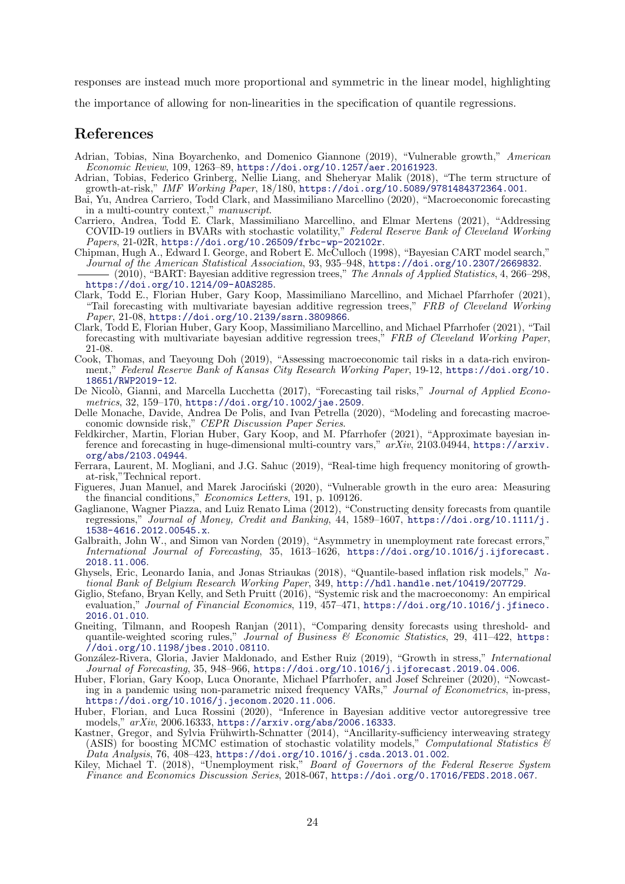responses are instead much more proportional and symmetric in the linear model, highlighting the importance of allowing for non-linearities in the specification of quantile regressions.

## References

Adrian, Tobias, Nina Boyarchenko, and Domenico Giannone (2019), "Vulnerable growth," *American Economic Review*, 109, 1263–89, https://doi.org/10.1257/aer.20161923.

Adrian, Tobias, Federico Grinberg, Nellie Liang, and Sheheryar Malik (2018), "The term structure of growth-at-risk," *IMF Working Paper*, 18/180, https://doi.org/10.5089/9781484372364.001.

Bai, Yu, Andrea Carriero, Todd Clark, and Massimiliano Marcellino (2020), "Macroeconomic forecasting in a multi-country context," *manuscript*.

Carriero, Andrea, Todd E. Clark, Massimiliano Marcellino, and Elmar Mertens (2021), "Addressing COVID-19 outliers in BVARs with stochastic volatility," *Federal Reserve Bank of Cleveland Working Papers*, 21-02R, https://doi.org/10.26509/frbc-wp-202102r.

Chipman, Hugh A., Edward I. George, and Robert E. McCulloch (1998), "Bayesian CART model search," *Journal of the American Statistical Association*, 93, 935–948, https://doi.org/10.2307/2669832.

——— (2010), "BART: Bayesian additive regression trees," *The Annals of Applied Statistics*, 4, 266–298, https://doi.org/10.1214/09-AOAS285.

Clark, Todd E., Florian Huber, Gary Koop, Massimiliano Marcellino, and Michael Pfarrhofer (2021), "Tail forecasting with multivariate bayesian additive regression trees," *FRB of Cleveland Working Paper*, 21-08, https://doi.org/10.2139/ssrn.3809866.

Clark, Todd E, Florian Huber, Gary Koop, Massimiliano Marcellino, and Michael Pfarrhofer (2021), "Tail forecasting with multivariate bayesian additive regression trees," *FRB of Cleveland Working Paper*, 21-08.

Cook, Thomas, and Taeyoung Doh (2019), "Assessing macroeconomic tail risks in a data-rich environment," *Federal Reserve Bank of Kansas City Research Working Paper*, 19-12, https://doi.org/10.18651/RWP2019-12.

De Nicolò, Gianni, and Marcella Lucchetta (2017), "Forecasting tail risks," *Journal of Applied Econometrics*, 32, 159–170, https://doi.org/10.1002/jae.2509.

Delle Monache, Davide, Andrea De Polis, and Ivan Petrella (2020), "Modeling and forecasting macroeconomic downside risk," *CEPR Discussion Paper Series*.

Feldkircher, Martin, Florian Huber, Gary Koop, and M. Pfarrhofer (2021), "Approximate bayesian inference and forecasting in huge-dimensional multi-country vars," *arXiv*, 2103.04944, https://arxiv.org/abs/2103.04944.

Ferrara, Laurent, M. Mogliani, and J.G. Sahuc (2019), "Real-time high frequency monitoring of growth-at-risk,"Technical report.

Figueres, Juan Manuel, and Marek Jarociński (2020), "Vulnerable growth in the euro area: Measuring the financial conditions," *Economics Letters*, 191, p. 109126.

Gaglianone, Wagner Piazza, and Luiz Renato Lima (2012), "Constructing density forecasts from quantile regressions," *Journal of Money, Credit and Banking*, 44, 1589–1607, https://doi.org/10.1111/j.1538-4616.2012.00545.x.

Galbraith, John W., and Simon van Norden (2019), "Asymmetry in unemployment rate forecast errors," *International Journal of Forecasting*, 35, 1613–1626, https://doi.org/10.1016/j.ijforecast.2018.11.006.

Ghysels, Eric, Leonardo Iania, and Jonas Striaukas (2018), "Quantile-based inflation risk models," *National Bank of Belgium Research Working Paper*, 349, http://hdl.handle.net/10419/207729.

Giglio, Stefano, Bryan Kelly, and Seth Pruitt (2016), "Systemic risk and the macroeconomy: An empirical evaluation," *Journal of Financial Economics*, 119, 457–471, https://doi.org/10.1016/j.jfineco.2016.01.010.

Gneiting, Tilmann, and Roopesh Ranjan (2011), "Comparing density forecasts using threshold- and quantile-weighted scoring rules," *Journal of Business & Economic Statistics*, 29, 411–422, https://doi.org/10.1198/jbes.2010.08110.

González-Rivera, Gloria, Javier Maldonado, and Esther Ruiz (2019), "Growth in stress," *International Journal of Forecasting*, 35, 948–966, https://doi.org/10.1016/j.ijforecast.2019.04.006.

Huber, Florian, Gary Koop, Luca Onorante, Michael Pfarrhofer, and Josef Schreiner (2020), "Nowcasting in a pandemic using non-parametric mixed frequency VARs," *Journal of Econometrics*, in-press, https://doi.org/10.1016/j.jeconom.2020.11.006.

Huber, Florian, and Luca Rossini (2020), "Inference in Bayesian additive vector autoregressive tree models," *arXiv*, 2006.16333, https://arxiv.org/abs/2006.16333.

Kastner, Gregor, and Sylvia Frühwirth-Schnatter (2014), "Ancillarity-sufficiency interweaving strategy (ASIS) for boosting MCMC estimation of stochastic volatility models," *Computational Statistics & Data Analysis*, 76, 408–423, https://doi.org/10.1016/j.csda.2013.01.002.

Kiley, Michael T. (2018), "Unemployment risk," *Board of Governors of the Federal Reserve System Finance and Economics Discussion Series*, 2018-067, https://doi.org/0.17016/FEDS.2018.067.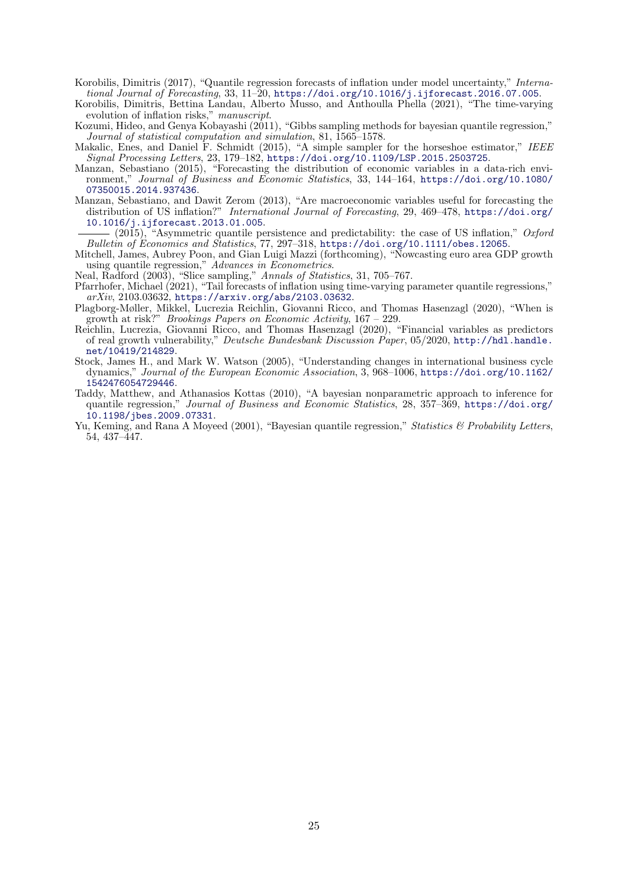Korobilis, Dimitris (2017), "Quantile regression forecasts of inflation under model uncertainty," *International Journal of Forecasting*, 33, 11–20, https://doi.org/10.1016/j.ijforecast.2016.07.005.

Korobilis, Dimitris, Bettina Landau, Alberto Musso, and Anthoulla Phella (2021), "The time-varying evolution of inflation risks," *manuscript*.

Kozumi, Hideo, and Genya Kobayashi (2011), "Gibbs sampling methods for bayesian quantile regression," *Journal of statistical computation and simulation*, 81, 1565–1578.

Makalic, Enes, and Daniel F. Schmidt (2015), "A simple sampler for the horseshoe estimator," *IEEE Signal Processing Letters*, 23, 179–182, https://doi.org/10.1109/LSP.2015.2503725.

Manzan, Sebastiano (2015), "Forecasting the distribution of economic variables in a data-rich environment," *Journal of Business and Economic Statistics*, 33, 144–164, https://doi.org/10.1080/07350015.2014.937436.

Manzan, Sebastiano, and Dawit Zerom (2013), "Are macroeconomic variables useful for forecasting the distribution of US inflation?" *International Journal of Forecasting*, 29, 469–478, https://doi.org/10.1016/j.ijforecast.2013.01.005.

——— (2015), "Asymmetric quantile persistence and predictability: the case of US inflation," *Oxford Bulletin of Economics and Statistics*, 77, 297–318, https://doi.org/10.1111/obes.12065.

Mitchell, James, Aubrey Poon, and Gian Luigi Mazzi (forthcoming), "Nowcasting euro area GDP growth using quantile regression," *Advances in Econometrics*.

Neal, Radford (2003), "Slice sampling," *Annals of Statistics*, 31, 705–767.

Pfarrhofer, Michael (2021), "Tail forecasts of inflation using time-varying parameter quantile regressions," *arXiv*, 2103.03632, https://arxiv.org/abs/2103.03632.

Plagborg-Møller, Mikkel, Lucrezia Reichlin, Giovanni Ricco, and Thomas Hasenzagl (2020), "When is growth at risk?" *Brookings Papers on Economic Activity*, 167 – 229.

Reichlin, Lucrezia, Giovanni Ricco, and Thomas Hasenzagl (2020), "Financial variables as predictors of real growth vulnerability," *Deutsche Bundesbank Discussion Paper*, 05/2020, http://hdl.handle.net/10419/214829.

Stock, James H., and Mark W. Watson (2005), "Understanding changes in international business cycle dynamics," *Journal of the European Economic Association*, 3, 968–1006, https://doi.org/10.1162/1542476054729446.

Taddy, Matthew, and Athanasios Kottas (2010), "A bayesian nonparametric approach to inference for quantile regression," *Journal of Business and Economic Statistics*, 28, 357–369, https://doi.org/10.1198/jbes.2009.07331.

Yu, Keming, and Rana A Moyeed (2001), "Bayesian quantile regression," *Statistics & Probability Letters*, 54, 437–447.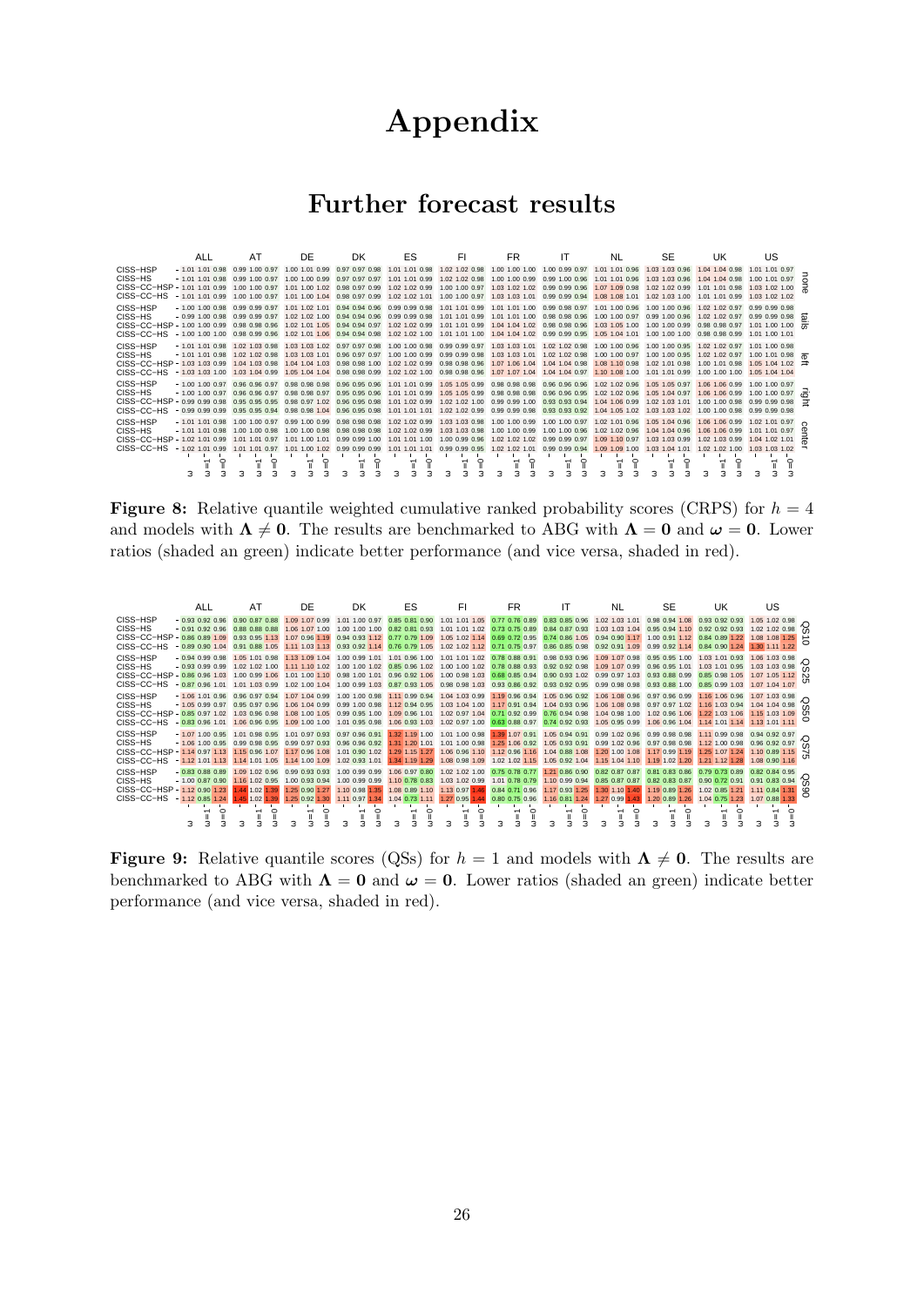# Appendix

## Further forecast results

**Figure 8:** Relative quantile weighted cumulative ranked probability scores (CRPS) for $h = 4$ and models with $\mathbf{\Lambda} \neq \mathbf{0}$. The results are benchmarked to ABG with $\mathbf{\Lambda} = \mathbf{0}$ and $\boldsymbol{\omega} = \mathbf{0}$. Lower ratios (shaded an green) indicate better performance (and vice versa, shaded in red).

**Figure 9:** Relative quantile scores (QSs) for $h = 1$ and models with $\mathbf{\Lambda} \neq \mathbf{0}$. The results are benchmarked to ABG with $\mathbf{\Lambda} = \mathbf{0}$ and $\boldsymbol{\omega} = \mathbf{0}$. Lower ratios (shaded an green) indicate better performance (and vice versa, shaded in red).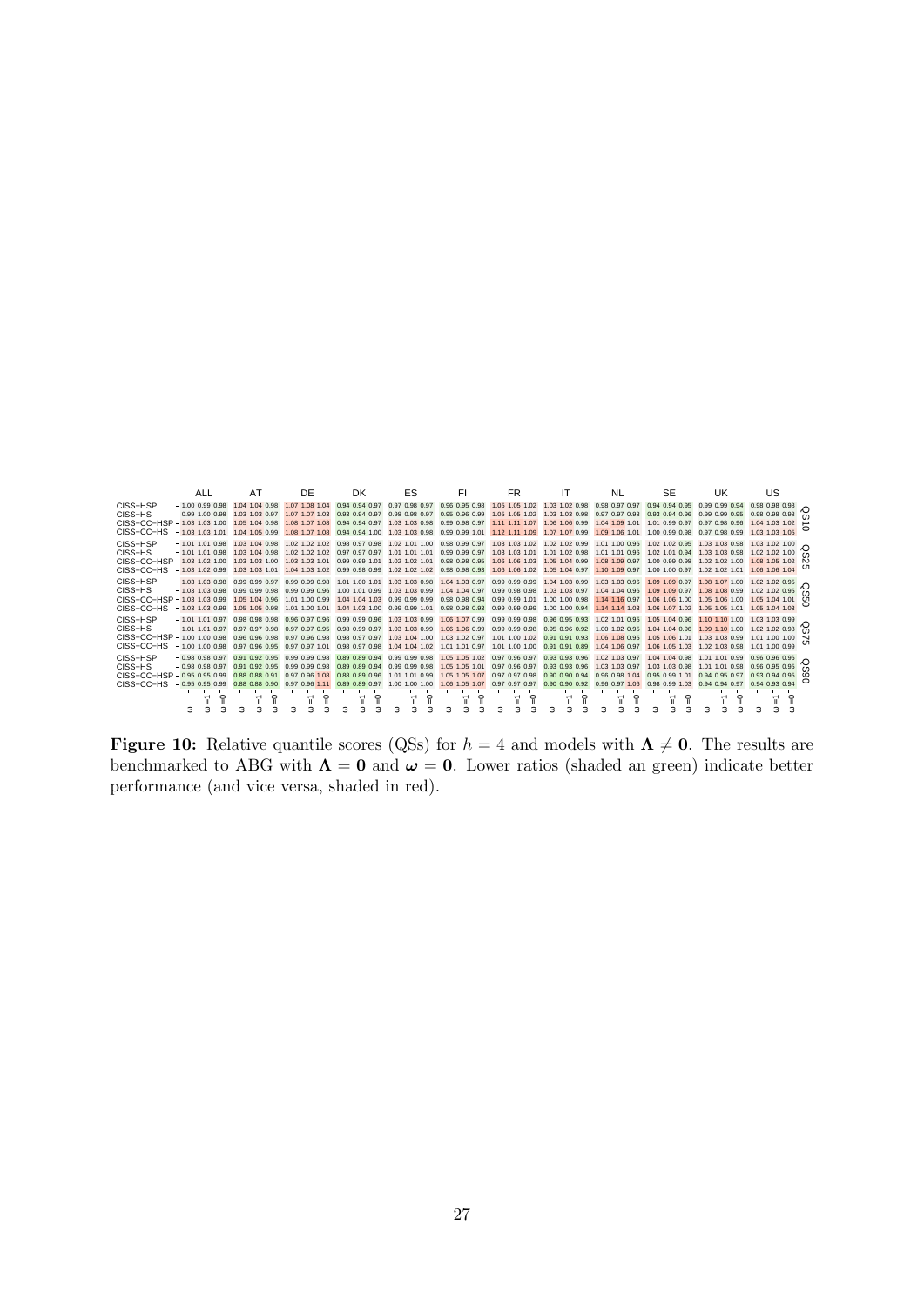ALL AT DE DK ES FI FR IT NL SE UK US

QS10

CISS−HSP 1.00 0.99 0.98 1.04 1.04 0.98 1.07 1.08 1.04 0.94 0.94 0.97 0.97 0.98 0.97 0.96 0.95 0.98 1.05 1.05 1.02 1.03 1.02 0.98 0.98 0.97 0.97 0.94 0.94 0.95 0.99 0.99 0.94 0.98 0.98 0.98

CISS−HS 0.99 1.00 0.98 1.03 1.03 0.97 1.07 1.07 1.03 0.93 0.94 0.97 0.98 0.98 0.97 0.95 0.96 0.99 1.05 1.05 1.02 1.03 1.03 0.98 0.97 0.97 0.98 0.93 0.94 0.96 0.99 0.99 0.95 0.98 0.98 0.98

CISS−CC−HSP 1.03 1.03 1.00 1.05 1.04 0.98 1.08 1.07 1.08 0.94 0.94 0.97 1.03 1.03 0.98 0.99 0.98 0.97 1.11 1.11 1.07 1.06 1.06 0.99 1.04 1.09 1.01 1.01 0.99 0.97 0.97 0.98 0.96 1.04 1.03 1.02

CISS−CC−HS 1.03 1.03 1.01 1.04 1.05 0.99 1.08 1.07 1.08 0.94 0.94 1.00 1.03 1.03 0.98 0.99 0.99 1.01 1.12 1.11 1.09 1.07 1.07 0.99 1.09 1.06 1.01 1.00 0.99 0.98 0.97 0.98 0.99 1.03 1.03 1.05

QS25

CISS−HSP 1.01 1.01 0.98 1.03 1.04 0.98 1.02 1.02 1.02 0.98 0.97 0.98 1.02 1.01 1.00 0.98 0.99 0.97 1.03 1.03 1.02 1.02 1.02 0.99 1.01 1.00 0.96 1.02 1.02 0.95 1.03 1.03 0.98 1.03 1.02 1.00

CISS−HS 1.01 1.01 0.98 1.03 1.04 0.98 1.02 1.02 1.02 0.97 0.97 0.97 1.01 1.01 1.01 0.99 0.99 0.97 1.03 1.03 1.01 1.01 1.02 0.98 1.01 1.01 0.96 1.02 1.01 0.94 1.03 1.03 0.98 1.02 1.02 1.00

CISS−CC−HSP 1.03 1.02 1.00 1.03 1.03 1.00 1.03 1.03 1.01 0.99 0.99 1.01 1.02 1.02 1.01 0.98 0.98 0.95 1.06 1.06 1.03 1.05 1.04 0.99 1.08 1.09 0.97 1.00 0.99 0.98 1.02 1.02 1.00 1.08 1.05 1.02

CISS−CC−HS 1.03 1.02 0.99 1.03 1.03 1.01 1.04 1.03 1.02 0.99 0.98 0.99 1.02 1.02 1.02 0.98 0.98 0.93 1.06 1.06 1.02 1.05 1.04 0.97 1.10 1.09 0.97 1.00 1.00 0.97 1.02 1.02 1.01 1.06 1.06 1.04

QS50

CISS−HSP 1.03 1.03 0.98 0.99 0.99 0.97 0.99 0.99 0.98 1.01 1.00 1.01 1.03 1.03 0.98 1.04 1.03 0.97 0.99 0.99 0.99 1.04 1.03 0.99 1.03 1.03 0.96 1.09 1.09 0.97 1.08 1.07 1.00 1.02 1.02 0.95

CISS−HS 1.03 1.03 0.98 0.99 0.99 0.98 0.99 0.99 0.96 1.00 1.01 0.99 1.03 1.03 0.99 1.04 1.04 0.97 0.99 0.98 0.98 1.03 1.03 0.97 1.04 1.04 0.96 1.09 1.09 0.97 1.08 1.08 0.99 1.02 1.02 0.95

CISS−CC−HSP 1.03 1.03 0.99 1.05 1.04 0.96 1.01 1.00 0.99 1.04 1.04 1.03 0.99 0.99 0.99 0.98 0.98 0.94 0.99 0.99 1.01 1.00 1.00 0.98 1.14 1.16 0.97 1.06 1.06 1.00 1.05 1.06 1.00 1.05 1.04 1.01

CISS−CC−HS 1.03 1.03 0.99 1.05 1.05 0.98 1.01 1.00 1.01 1.04 1.03 1.00 0.99 0.99 1.01 0.98 0.98 0.93 0.99 0.99 0.99 1.00 1.00 0.94 1.14 1.14 1.03 1.06 1.07 1.02 1.05 1.05 1.01 1.05 1.04 1.03

QS75

CISS−HSP 1.01 1.01 0.97 0.98 0.98 0.98 0.96 0.97 0.96 0.99 0.99 0.96 1.03 1.03 0.99 1.06 1.07 0.99 0.99 0.99 0.98 0.96 0.95 0.93 1.02 1.01 0.95 1.05 1.04 0.96 1.10 1.10 1.00 1.03 1.03 0.99

CISS−HS 1.01 1.01 0.97 0.97 0.97 0.98 0.97 0.97 0.95 0.98 0.99 0.97 1.03 1.03 0.99 1.06 1.06 0.99 0.99 0.99 0.98 0.95 0.96 0.92 1.00 1.02 0.95 1.04 1.04 0.96 1.09 1.10 1.00 1.02 1.02 0.98

CISS−CC−HSP 1.00 1.00 0.98 0.96 0.96 0.98 0.97 0.96 0.98 0.98 0.97 0.97 1.03 1.04 1.00 1.03 1.02 0.97 1.01 1.00 1.02 0.91 0.91 0.93 1.06 1.08 0.95 1.05 1.06 1.01 1.03 1.03 0.99 1.01 1.00 1.00

CISS−CC−HS 1.00 1.00 0.98 0.97 0.96 0.95 0.97 0.97 1.01 0.98 0.97 0.98 1.04 1.04 1.02 1.01 1.01 0.97 1.01 1.00 1.00 0.91 0.91 0.89 1.04 1.06 0.97 1.06 1.05 1.03 1.02 1.03 0.98 1.01 1.00 0.99

QS90

CISS−HSP 0.98 0.98 0.97 0.91 0.92 0.95 0.99 0.99 0.98 0.89 0.89 0.94 0.99 0.99 0.98 1.05 1.05 1.02 0.97 0.96 0.97 0.93 0.93 0.96 1.02 1.03 0.97 1.04 1.04 0.98 1.01 1.01 0.99 0.96 0.96 0.96

CISS−HS 0.98 0.98 0.97 0.91 0.92 0.95 0.99 0.99 0.98 0.89 0.89 0.94 0.99 0.99 0.98 1.05 1.05 1.01 0.97 0.96 0.97 0.93 0.93 0.96 1.03 1.03 0.97 1.03 1.03 0.98 1.01 1.01 0.98 0.96 0.95 0.95

CISS−CC−HSP 0.95 0.95 0.99 0.88 0.88 0.91 0.97 0.96 1.08 0.88 0.89 0.96 1.01 1.01 0.99 1.05 1.05 1.07 0.97 0.97 0.98 0.90 0.90 0.94 0.96 0.98 1.04 0.95 0.99 1.01 0.94 0.95 0.97 0.93 0.94 0.95

CISS−CC−HS 0.95 0.95 0.99 0.88 0.88 0.90 0.97 0.96 1.11 0.89 0.89 0.97 1.00 1.00 1.00 1.06 1.05 1.07 0.97 0.97 0.97 0.90 0.90 0.92 0.96 0.97 1.06 0.98 0.99 1.03 0.94 0.94 0.97 0.94 0.93 0.94

ω ω=1 ω=0

**Figure 10:** Relative quantile scores (QSs) for $h = 4$ and models with $\mathbf{\Lambda} \neq \mathbf{0}$. The results are benchmarked to ABG with $\mathbf{\Lambda} = \mathbf{0}$ and $\boldsymbol{\omega} = \mathbf{0}$. Lower ratios (shaded an green) indicate better performance (and vice versa, shaded in red).